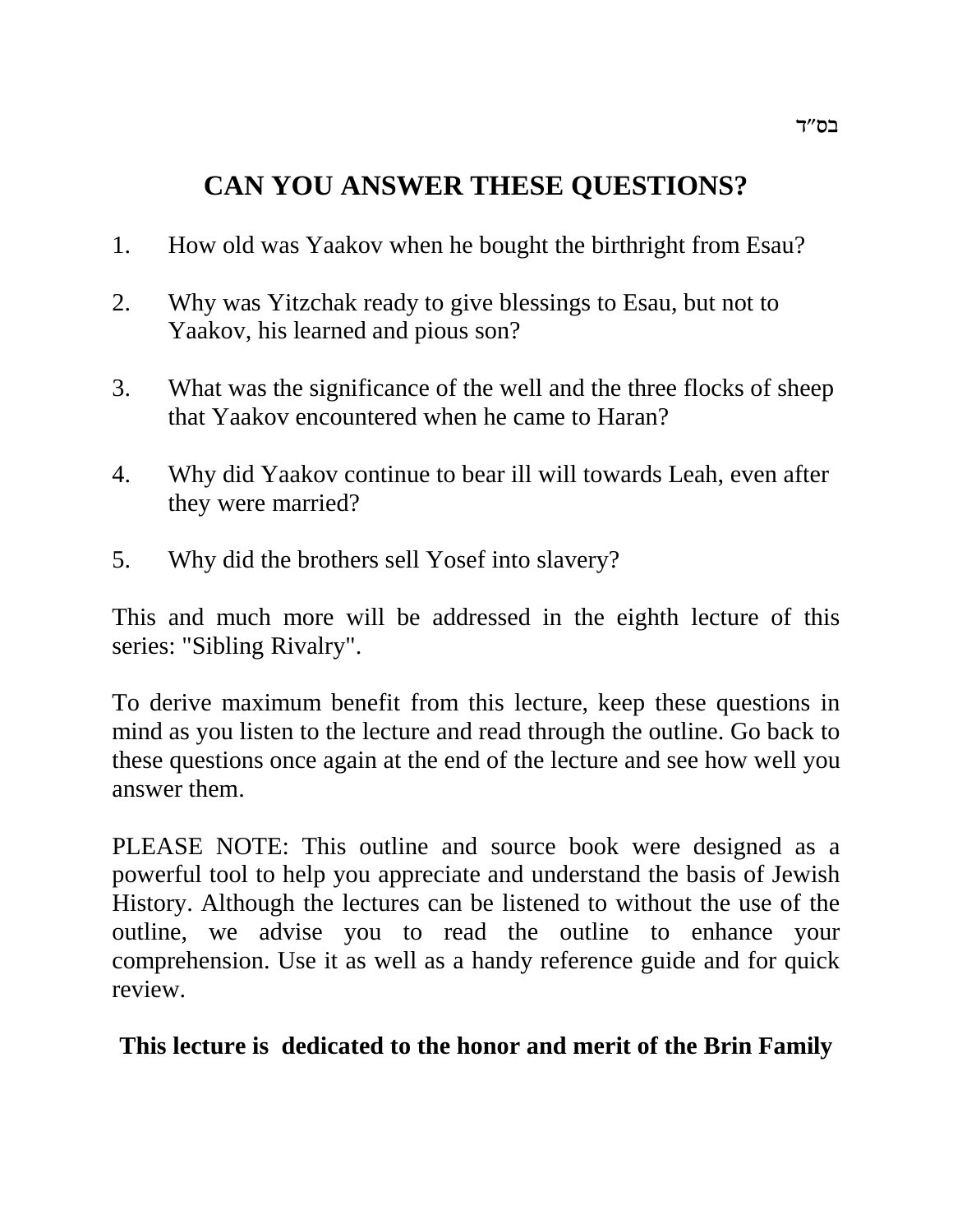בס"ד

# CAN YOU ANSWER THESE QUESTIONS?

1. How old was Yaakov when he bought the birthright from Esau?

2. Why was Yitzchak ready to give blessings to Esau, but not to Yaakov, his learned and pious son?

3. What was the significance of the well and the three flocks of sheep that Yaakov encountered when he came to Haran?

4. Why did Yaakov continue to bear ill will towards Leah, even after they were married?

5. Why did the brothers sell Yosef into slavery?

This and much more will be addressed in the eighth lecture of this series: "Sibling Rivalry".

To derive maximum benefit from this lecture, keep these questions in mind as you listen to the lecture and read through the outline. Go back to these questions once again at the end of the lecture and see how well you answer them.

PLEASE NOTE: This outline and source book were designed as a powerful tool to help you appreciate and understand the basis of Jewish History. Although the lectures can be listened to without the use of the outline, we advise you to read the outline to enhance your comprehension. Use it as well as a handy reference guide and for quick review.

**This lecture is dedicated to the honor and merit of the Brin Family**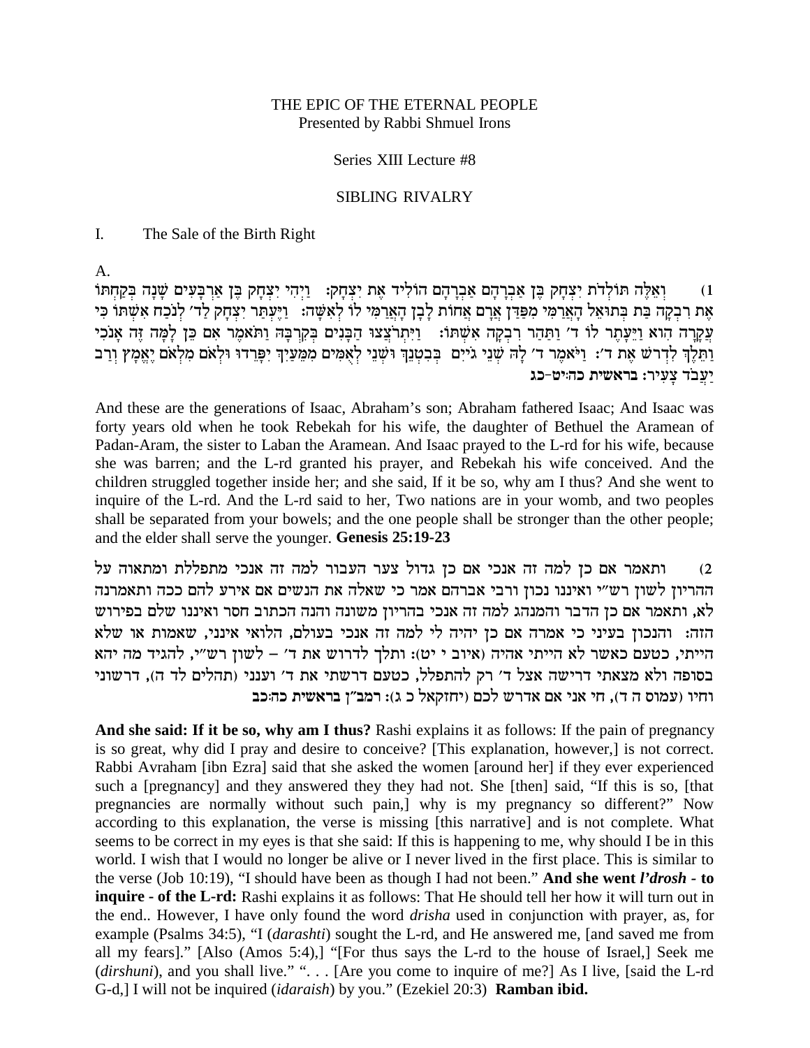THE EPIC OF THE ETERNAL PEOPLE
Presented by Rabbi Shmuel Irons

Series XIII Lecture #8

# SIBLING RIVALRY

## I. The Sale of the Birth Right

A.

1) וְאֵלֶּה תּוֹלְדֹת יִצְחָק בֶּן אַבְרָהָם אַבְרָהָם הוֹלִיד אֶת יִצְחָק: וַיְהִי יִצְחָק בֶּן אַרְבָּעִים שָׁנָה בְּקַחְתּוֹ אֶת רִבְקָה בַּת בְּתוּאֵל הָאֲרַמִּי מִפַּדַּן אֲרָם אֲחוֹת לָבָן הָאֲרַמִּי לוֹ לְאִשָּׁה: וַיֶּעְתַּר יִצְחָק לַד׳ לְנֹכַח אִשְׁתּוֹ כִּי עֲקָרָה הִוא וַיֵּעָתֶר לוֹ ד׳ וַתַּהַר רִבְקָה אִשְׁתּוֹ: וַיִּתְרֹצְצוּ הַבָּנִים בְּקִרְבָּהּ וַתֹּאמֶר אִם כֵּן לָמָּה זֶּה אָנֹכִי וַתֵּלֶךְ לִדְרֹשׁ אֶת ד׳: וַיֹּאמֶר ד׳ לָהּ שְׁנֵי גֹיִים בְּבִטְנֵךְ וּשְׁנֵי לְאֻמִּים מִמֵּעַיִךְ יִפָּרֵדוּ וּלְאֹם מִלְאֹם יֶאֱמָץ וְרַב יַעֲבֹד צָעִיר: **בראשית כה:יט-כג**

And these are the generations of Isaac, Abraham's son; Abraham fathered Isaac; And Isaac was forty years old when he took Rebekah for his wife, the daughter of Bethuel the Aramean of Padan-Aram, the sister to Laban the Aramean. And Isaac prayed to the L-rd for his wife, because she was barren; and the L-rd granted his prayer, and Rebekah his wife conceived. And the children struggled together inside her; and she said, If it be so, why am I thus? And she went to inquire of the L-rd. And the L-rd said to her, Two nations are in your womb, and two peoples shall be separated from your bowels; and the one people shall be stronger than the other people; and the elder shall serve the younger. **Genesis 25:19-23**

2) ותאמר אם כן למה זה אנכי אם כן גדול צער העבור למה זה אנכי מתפללת ומתאוה על ההריון לשון רש״י ואיננו נכון ורבי אברהם אמר כי שאלה את הנשים אם אירע להם ככה ותאמרנה לא, ותאמר אם כן הדבר והמנהג למה זה אנכי בהריון משונה והנה הכתוב חסר ואיננו שלם בפירוש הזה: והנכון בעיני כי אמרה אם כן יהיה לי למה זה אנכי בעולם, הלואי אינני, שאמות או שלא הייתי, כטעם כאשר לא הייתי אהיה (איוב י יט): ותלך לדרוש את ד׳ – לשון רש״י, להגיד מה יהא בסופה ולא מצאתי דרישה אצל ד׳ רק להתפלל, כטעם דרשתי את ד׳ וענני (תהלים לד ה), דרשוני וחיו (עמוס ה ד), חי אני אם אדרש לכם (יחזקאל כ ג): **רמב״ן בראשית כה:כב**

**And she said: If it be so, why am I thus?** Rashi explains it as follows: If the pain of pregnancy is so great, why did I pray and desire to conceive? [This explanation, however,] is not correct. Rabbi Avraham [ibn Ezra] said that she asked the women [around her] if they ever experienced such a [pregnancy] and they answered they they had not. She [then] said, "If this is so, [that pregnancies are normally without such pain,] why is my pregnancy so different?" Now according to this explanation, the verse is missing [this narrative] and is not complete. What seems to be correct in my eyes is that she said: If this is happening to me, why should I be in this world. I wish that I would no longer be alive or I never lived in the first place. This is similar to the verse (Job 10:19), "I should have been as though I had not been." **And she went *l'drosh* - to inquire - of the L-rd:** Rashi explains it as follows: That He should tell her how it will turn out in the end.. However, I have only found the word *drisha* used in conjunction with prayer, as, for example (Psalms 34:5), "I (*darashti*) sought the L-rd, and He answered me, [and saved me from all my fears]." [Also (Amos 5:4),] "[For thus says the L-rd to the house of Israel,] Seek me (*dirshuni*), and you shall live." ". . . [Are you come to inquire of me?] As I live, [said the L-rd G-d,] I will not be inquired (*idaraish*) by you." (Ezekiel 20:3) **Ramban ibid.**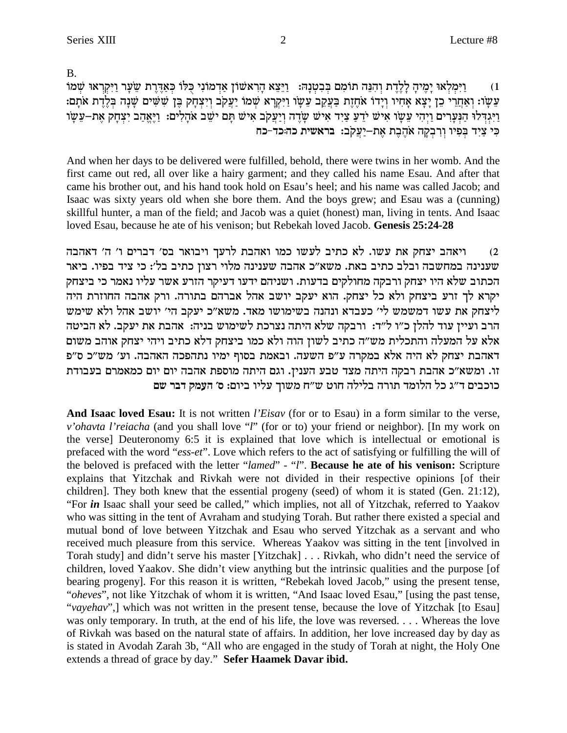B.

1) וַיִּמְלְאוּ יָמֶיהָ לָלֶדֶת וְהִנֵּה תוֹמִם בְּבִטְנָהּ: וַיֵּצֵא הָרִאשׁוֹן אַדְמוֹנִי כֻּלּוֹ כְּאַדֶּרֶת שֵׂעָר וַיִּקְרְאוּ שְׁמוֹ עֵשָׂו: וְאַחֲרֵי כֵן יָצָא אָחִיו וְיָדוֹ אֹחֶזֶת בַּעֲקֵב עֵשָׂו וַיִּקְרָא שְׁמוֹ יַעֲקֹב וְיִצְחָק בֶּן שִׁשִּׁים שָׁנָה בְּלֶדֶת אֹתָם: וַיִּגְדְּלוּ הַנְּעָרִים וַיְהִי עֵשָׂו אִישׁ יֹדֵעַ צַיִד אִישׁ שָׂדֶה וְיַעֲקֹב אִישׁ תָּם יֹשֵׁב אֹהָלִים: וַיֶּאֱהַב יִצְחָק אֶת-עֵשָׂו כִּי צַיִד בְּפִיו וְרִבְקָה אֹהֶבֶת אֶת-יַעֲקֹב: **בראשית כה:כד-כח**

And when her days to be delivered were fulfilled, behold, there were twins in her womb. And the first came out red, all over like a hairy garment; and they called his name Esau. And after that came his brother out, and his hand took hold on Esau's heel; and his name was called Jacob; and Isaac was sixty years old when she bore them. And the boys grew; and Esau was a (cunning) skillful hunter, a man of the field; and Jacob was a quiet (honest) man, living in tents. And Isaac loved Esau, because he ate of his venison; but Rebekah loved Jacob. **Genesis 25:24-28**

2) ויאהב יצחק את עשו. לא כתיב לעשו כמו ואהבת לרעך ויבואר בס' דברים ו' ה' דאהבה שענינה במחשבה ובלב כתיב באת. משא"כ אהבה שענינה מלוי רצון כתיב בל': כי ציד בפיו. ביאר הכתוב שלא היו יצחק ורבקה מחולקים בדעות. ושניהם ידעו דעיקר הזרע אשר עליו נאמר כי ביצחק יקרא לך זרע ביצחק ולא כל יצחק. הוא יעקב יושב אהל אברהם בתורה. ורק אהבה החוזרת היה ליצחק את עשו דמשמש לי' כעבדא ונהנה בשימושו מאד. משא"כ יעקב הי' יושב אהל ולא שימש הרב ועיין עוד להלן כ"ו ל"ד: ורבקה שלא היתה נצרכת לשימוש בניה: אהבת את יעקב. לא הביטה אלא על המעלה והתכלית מש"ה כתיב לשון הוה ולא כמו ביצחק דלא כתיב ויהי יצחק אוהב משום דאהבת יצחק לא היה אלא במקרה ע"פ השעה. ובאמת בסוף ימיו נתהפכה האהבה. וע' מש"כ ס"פ זו. ומשא"כ אהבת רבקה היתה מצד טבע הענין. וגם היתה מוספת אהבה יום יום כמאמרם בעבודת כוכבים ד"ג כל הלומד תורה בלילה חוט ש"ח משוך עליו ביום: **ס' העמק דבר שם**

**And Isaac loved Esau:** It is not written *l'Eisav* (for or to Esau) in a form similar to the verse, *v'ohavta l'reiacha* (and you shall love "*l*" (for or to) your friend or neighbor). [In my work on the verse] Deuteronomy 6:5 it is explained that love which is intellectual or emotional is prefaced with the word "*ess-et*". Love which refers to the act of satisfying or fulfilling the will of the beloved is prefaced with the letter "*lamed*" - "*l*". **Because he ate of his venison:** Scripture explains that Yitzchak and Rivkah were not divided in their respective opinions [of their children]. They both knew that the essential progeny (seed) of whom it is stated (Gen. 21:12), "For ***in*** Isaac shall your seed be called," which implies, not all of Yitzchak, referred to Yaakov who was sitting in the tent of Avraham and studying Torah. But rather there existed a special and mutual bond of love between Yitzchak and Esau who served Yitzchak as a servant and who received much pleasure from this service. Whereas Yaakov was sitting in the tent [involved in Torah study] and didn't serve his master [Yitzchak] . . . Rivkah, who didn't need the service of children, loved Yaakov. She didn't view anything but the intrinsic qualities and the purpose [of bearing progeny]. For this reason it is written, "Rebekah loved Jacob," using the present tense, "*oheves*", not like Yitzchak of whom it is written, "And Isaac loved Esau," [using the past tense, "*vayehav*",] which was not written in the present tense, because the love of Yitzchak [to Esau] was only temporary. In truth, at the end of his life, the love was reversed. . . . Whereas the love of Rivkah was based on the natural state of affairs. In addition, her love increased day by day as is stated in Avodah Zarah 3b, "All who are engaged in the study of Torah at night, the Holy One extends a thread of grace by day." **Sefer Haamek Davar ibid.**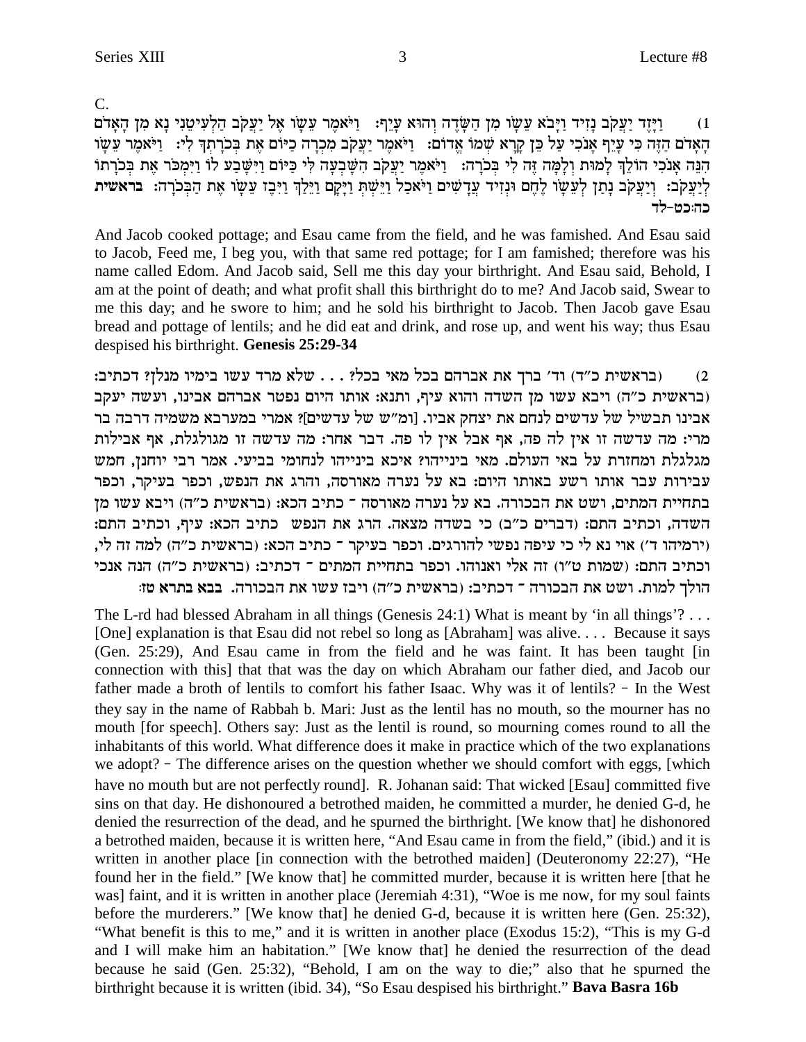C.

1) וַיָּזֶד יַעֲקֹב נָזִיד וַיָּבֹא עֵשָׂו מִן הַשָּׂדֶה וְהוּא עָיֵף: וַיֹּאמֶר עֵשָׂו אֶל יַעֲקֹב הַלְעִיטֵנִי נָא מִן הָאָדֹם הָאָדֹם הַזֶּה כִּי עָיֵף אָנֹכִי עַל כֵּן קָרָא שְׁמוֹ אֱדוֹם: וַיֹּאמֶר יַעֲקֹב מִכְרָה כַיּוֹם אֶת בְּכֹרָתְךָ לִי: וַיֹּאמֶר עֵשָׂו הִנֵּה אָנֹכִי הוֹלֵךְ לָמוּת וְלָמָּה זֶּה לִי בְּכֹרָה: וַיֹּאמֶר יַעֲקֹב הִשָּׁבְעָה לִּי כַּיּוֹם וַיִּשָּׁבַע לוֹ וַיִּמְכֹּר אֶת בְּכֹרָתוֹ לְיַעֲקֹב: וְיַעֲקֹב נָתַן לְעֵשָׂו לֶחֶם וּנְזִיד עֲדָשִׁים וַיֹּאכַל וַיֵּשְׁתְּ וַיָּקָם וַיֵּלַךְ וַיִּבֶז עֵשָׂו אֶת הַבְּכֹרָה: **בראשית כה:כט-לד**

And Jacob cooked pottage; and Esau came from the field, and he was famished. And Esau said to Jacob, Feed me, I beg you, with that same red pottage; for I am famished; therefore was his name called Edom. And Jacob said, Sell me this day your birthright. And Esau said, Behold, I am at the point of death; and what profit shall this birthright do to me? And Jacob said, Swear to me this day; and he swore to him; and he sold his birthright to Jacob. Then Jacob gave Esau bread and pottage of lentils; and he did eat and drink, and rose up, and went his way; thus Esau despised his birthright. **Genesis 25:29-34**

2) (בראשית כ"ד) וד' ברך את אברהם בכל מאי בכל? . . . שלא מרד עשו בימיו מנלן? דכתיב: (בראשית כ"ה) ויבא עשו מן השדה והוא עיף, ותנא: אותו היום נפטר אברהם אבינו, ועשה יעקב אבינו תבשיל של עדשים לנחם את יצחק אביו. [ומ"ש של עדשים]? אמרי במערבא משמיה דרבה בר מרי: מה עדשה זו אין לה פה, אף אבל אין לו פה. דבר אחר: מה עדשה זו מגולגלת, אף אבילות מגלגלת ומחזרת על באי העולם. מאי בינייהו? איכא בינייהו לנחומי בביעי. אמר רבי יוחנן, חמש עבירות עבר אותו רשע באותו היום: בא על נערה מאורסה, והרג את הנפש, וכפר בעיקר, וכפר בתחיית המתים, ושט את הבכורה. בא על נערה מאורסה ־ כתיב הכא: (בראשית כ"ה) ויבא עשו מן השדה, וכתיב התם: (דברים כ"ב) כי בשדה מצאה. הרג את הנפש כתיב הכא: עיף, וכתיב התם: (ירמיהו ד') אוי נא לי כי עיפה נפשי להורגים. וכפר בעיקר ־ כתיב הכא: (בראשית כ"ה) למה זה לי, וכתיב התם: (שמות ט"ו) זה אלי ואנוהו. וכפר בתחיית המתים ־ דכתיב: (בראשית כ"ה) הנה אנכי הולך למות. ושט את הבכורה ־ דכתיב: (בראשית כ"ה) ויבז עשו את הבכורה. **בבא בתרא טז:**

The L-rd had blessed Abraham in all things (Genesis 24:1) What is meant by 'in all things'? . . . [One] explanation is that Esau did not rebel so long as [Abraham] was alive. . . . Because it says (Gen. 25:29), And Esau came in from the field and he was faint. It has been taught [in connection with this] that that was the day on which Abraham our father died, and Jacob our father made a broth of lentils to comfort his father Isaac. Why was it of lentils? – In the West they say in the name of Rabbah b. Mari: Just as the lentil has no mouth, so the mourner has no mouth [for speech]. Others say: Just as the lentil is round, so mourning comes round to all the inhabitants of this world. What difference does it make in practice which of the two explanations we adopt? – The difference arises on the question whether we should comfort with eggs, [which have no mouth but are not perfectly round]. R. Johanan said: That wicked [Esau] committed five sins on that day. He dishonoured a betrothed maiden, he committed a murder, he denied G-d, he denied the resurrection of the dead, and he spurned the birthright. [We know that] he dishonored a betrothed maiden, because it is written here, "And Esau came in from the field," (ibid.) and it is written in another place [in connection with the betrothed maiden] (Deuteronomy 22:27), "He found her in the field." [We know that] he committed murder, because it is written here [that he was] faint, and it is written in another place (Jeremiah 4:31), "Woe is me now, for my soul faints before the murderers." [We know that] he denied G-d, because it is written here (Gen. 25:32), "What benefit is this to me," and it is written in another place (Exodus 15:2), "This is my G-d and I will make him an habitation." [We know that] he denied the resurrection of the dead because he said (Gen. 25:32), "Behold, I am on the way to die;" also that he spurned the birthright because it is written (ibid. 34), "So Esau despised his birthright." **Bava Basra 16b**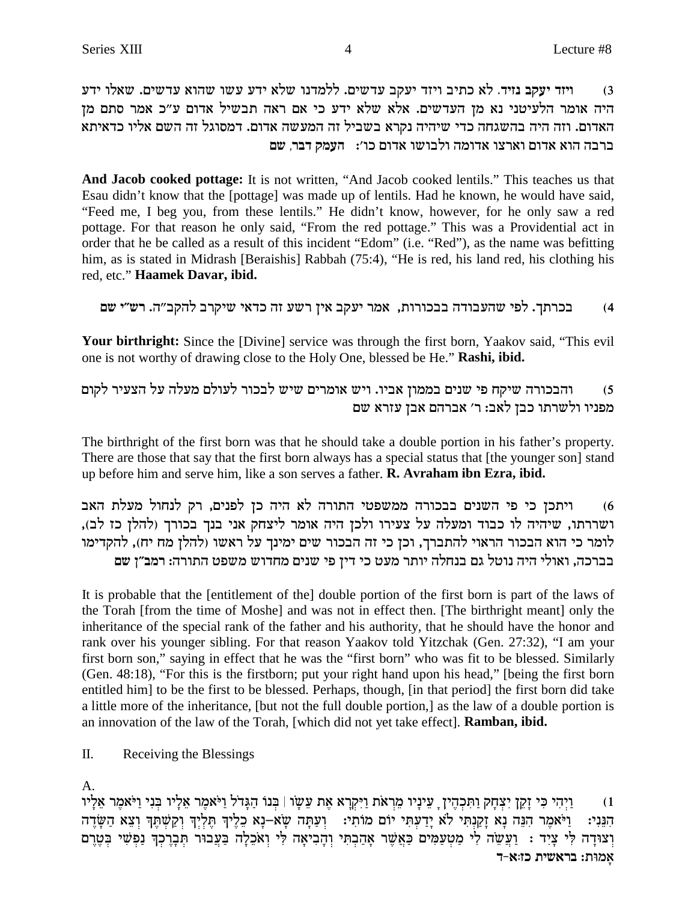3) ויזד יעקב נזיד. לא כתיב ויזד יעקב עדשים. ללמדנו שלא ידע עשו שהוא עדשים. שאלו ידע היה אומר הלעיטני נא מן העדשים. אלא שלא ידע כי אם ראה תבשיל אדום ע״כ אמר סתם מן האדום. וזה היה בהשגחה כדי שיהיה נקרא בשביל זה המעשה אדום. דמסוגל זה השם אליו כדאיתא ברבה הוא אדום וארצו אדומה ולבושו אדום כו׳: העמק דבר, שם

**And Jacob cooked pottage:** It is not written, "And Jacob cooked lentils." This teaches us that Esau didn't know that the [pottage] was made up of lentils. Had he known, he would have said, "Feed me, I beg you, from these lentils." He didn't know, however, for he only saw a red pottage. For that reason he only said, "From the red pottage." This was a Providential act in order that he be called as a result of this incident "Edom" (i.e. "Red"), as the name was befitting him, as is stated in Midrash [Beraishis] Rabbah (75:4), "He is red, his land red, his clothing his red, etc." **Haamek Davar, ibid.**

4) בכרתך. לפי שהעבודה בבכורות, אמר יעקב אין רשע זה כדאי שיקרב להקב״ה. רש״י שם

**Your birthright:** Since the [Divine] service was through the first born, Yaakov said, "This evil one is not worthy of drawing close to the Holy One, blessed be He." **Rashi, ibid.**

5) והבכורה שיקח פי שנים בממון אביו. ויש אומרים שיש לבכור לעולם מעלה על הצעיר לקום מפניו ולשרתו כבן לאב: ר׳ אברהם אבן עזרא שם

The birthright of the first born was that he should take a double portion in his father's property. There are those that say that the first born always has a special status that [the younger son] stand up before him and serve him, like a son serves a father. **R. Avraham ibn Ezra, ibid.**

6) ויתכן כי פי השנים בבכורה ממשפטי התורה לא היה כן לפנים, רק לנחול מעלת האב ושררתו, שיהיה לו כבוד ומעלה על צעירו ולכן היה אומר ליצחק אני בנך בכורך (להלן כז לב), לומר כי הוא הבכור הראוי להתברך, וכן כי זה הבכור שים ימינך על ראשו (להלן מח יח), להקדימו בברכה, ואולי היה נוטל גם בנחלה יותר מעט כי דין פי שנים מחדוש משפט התורה: רמב״ן שם

It is probable that the [entitlement of the] double portion of the first born is part of the laws of the Torah [from the time of Moshe] and was not in effect then. [The birthright meant] only the inheritance of the special rank of the father and his authority, that he should have the honor and rank over his younger sibling. For that reason Yaakov told Yitzchak (Gen. 27:32), "I am your first born son," saying in effect that he was the "first born" who was fit to be blessed. Similarly (Gen. 48:18), "For this is the firstborn; put your right hand upon his head," [being the first born entitled him] to be the first to be blessed. Perhaps, though, [in that period] the first born did take a little more of the inheritance, [but not the full double portion,] as the law of a double portion is an innovation of the law of the Torah, [which did not yet take effect]. **Ramban, ibid.**

## II. Receiving the Blessings

A.

1) וַיְהִי כִּי זָקֵן יִצְחָק וַתִּכְהֶיןָ עֵינָיו מֵרְאֹת וַיִּקְרָא אֶת עֵשָׂו | בְּנוֹ הַגָּדֹל וַיֹּאמֶר אֵלָיו בְּנִי וַיֹּאמֶר אֵלָיו הִנֵּנִי: וַיֹּאמֶר הִנֵּה נָא זָקַנְתִּי לֹא יָדַעְתִּי יוֹם מוֹתִי: וְעַתָּה שָׂא־נָא כֵלֶיךָ תֶּלְיְךָ וְקַשְׁתֶּךָ וְצֵא הַשָּׂדֶה וְצוּדָה לִּי צָיִד: וַעֲשֵׂה לִי מַטְעַמִּים כַּאֲשֶׁר אָהַבְתִּי וְהָבִיאָה לִּי וְאֹכֵלָה בַּעֲבוּר תְּבָרֶכְךָ נַפְשִׁי בְּטֶרֶם אָמוּת: בראשית כז:א-ד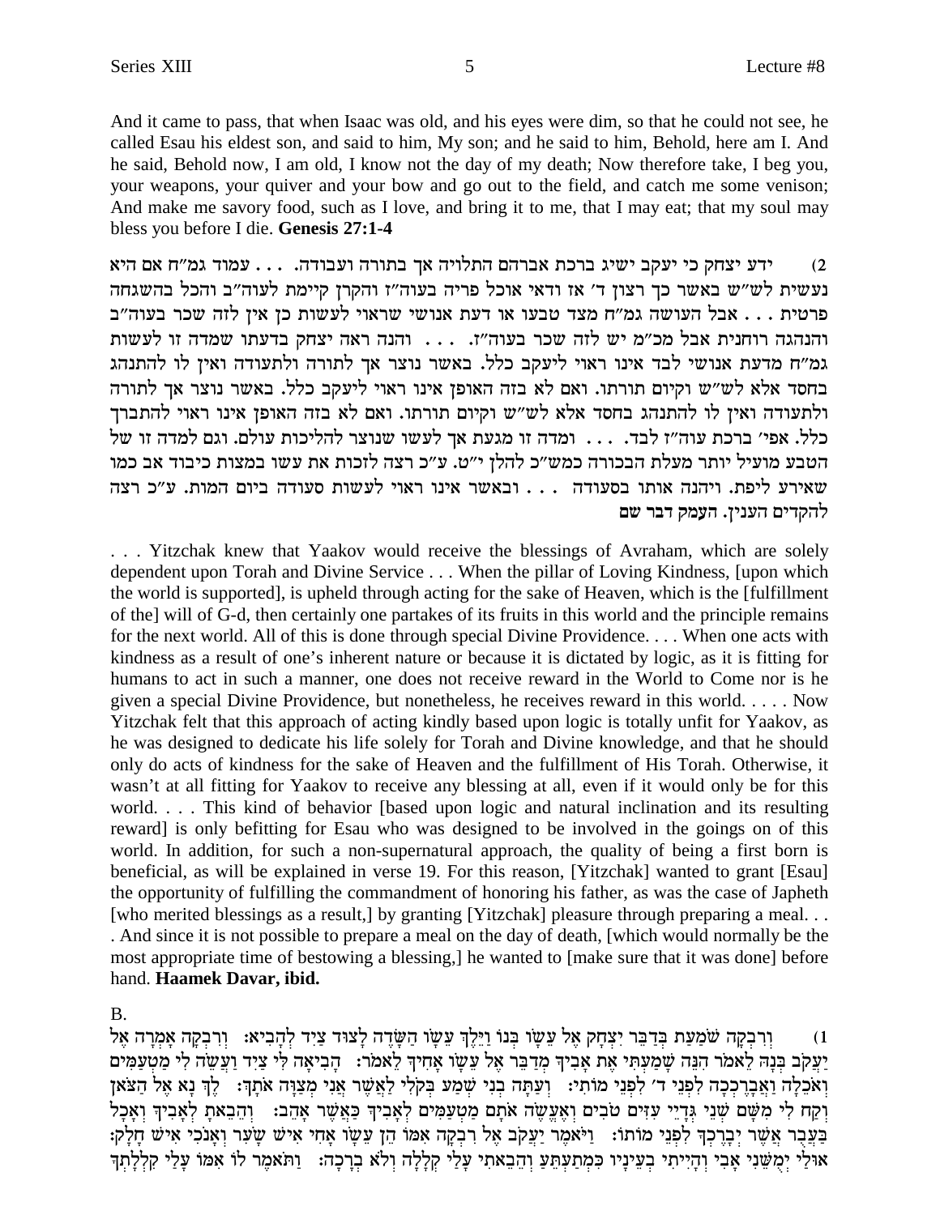And it came to pass, that when Isaac was old, and his eyes were dim, so that he could not see, he called Esau his eldest son, and said to him, My son; and he said to him, Behold, here am I. And he said, Behold now, I am old, I know not the day of my death; Now therefore take, I beg you, your weapons, your quiver and your bow and go out to the field, and catch me some venison; And make me savory food, such as I love, and bring it to me, that I may eat; that my soul may bless you before I die. **Genesis 27:1-4**

2) ידע יצחק כי יעקב ישיג ברכת אברהם התלויה אך בתורה ועבודה. . . . עמוד גמ"ח אם היא נעשית לש"ש באשר כך רצון ד' אז ודאי אוכל פריה בעוה"ז והקרן קיימת לעוה"ב והכל בהשגחה פרטית . . . אבל העושה גמ"ח מצד טבעו או דעת אנושי שראוי לעשות כן אין לזה שכר בעוה"ב והנהגה רוחנית אבל מכ"מ יש לזה שכר בעוה"ז. . . . והנה ראה יצחק בדעתו שמדה זו לעשות גמ"ח מדעת אנושי לבד אינו ראוי ליעקב כלל. באשר נוצר אך לתורה ולתעודה ואין לו להתנהג בחסד אלא לש"ש וקיום תורתו. ואם לא בזה האופן אינו ראוי ליעקב כלל. באשר נוצר אך לתורה ולתעודה ואין לו להתנהג בחסד אלא לש"ש וקיום תורתו. ואם לא בזה האופן אינו ראוי להתברך כלל. אפי' ברכת עוה"ז לבד. . . . ומדה זו מגעת אך לעשו שנוצר להליכות עולם. וגם למדה זו של הטבע מועיל יותר מעלת הבכורה כמש"כ להלן י"ט. ע"כ רצה לזכות את עשו במצות כיבוד אב כמו שאירע ליפת. ויהנה אותו בסעודה . . . ובאשר אינו ראוי לעשות סעודה ביום המות. ע"כ רצה להקדים הענין. **העמק דבר שם**

. . . Yitzchak knew that Yaakov would receive the blessings of Avraham, which are solely dependent upon Torah and Divine Service . . . When the pillar of Loving Kindness, [upon which the world is supported], is upheld through acting for the sake of Heaven, which is the [fulfillment of the] will of G-d, then certainly one partakes of its fruits in this world and the principle remains for the next world. All of this is done through special Divine Providence. . . . When one acts with kindness as a result of one's inherent nature or because it is dictated by logic, as it is fitting for humans to act in such a manner, one does not receive reward in the World to Come nor is he given a special Divine Providence, but nonetheless, he receives reward in this world. . . . . Now Yitzchak felt that this approach of acting kindly based upon logic is totally unfit for Yaakov, as he was designed to dedicate his life solely for Torah and Divine knowledge, and that he should only do acts of kindness for the sake of Heaven and the fulfillment of His Torah. Otherwise, it wasn't at all fitting for Yaakov to receive any blessing at all, even if it would only be for this world. . . . This kind of behavior [based upon logic and natural inclination and its resulting reward] is only befitting for Esau who was designed to be involved in the goings on of this world. In addition, for such a non-supernatural approach, the quality of being a first born is beneficial, as will be explained in verse 19. For this reason, [Yitzchak] wanted to grant [Esau] the opportunity of fulfilling the commandment of honoring his father, as was the case of Japheth [who merited blessings as a result,] by granting [Yitzchak] pleasure through preparing a meal. . . . And since it is not possible to prepare a meal on the day of death, [which would normally be the most appropriate time of bestowing a blessing,] he wanted to [make sure that it was done] before hand. **Haamek Davar, ibid.**

B.

1) וְרִבְקָה שֹׁמַעַת בְּדַבֵּר יִצְחָק אֶל עֵשָׂו בְּנוֹ וַיֵּלֶךְ עֵשָׂו הַשָּׂדֶה לָצוּד צַיִד לְהָבִיא: וְרִבְקָה אָמְרָה אֶל יַעֲקֹב בְּנָהּ לֵאמֹר הִנֵּה שָׁמַעְתִּי אֶת אָבִיךָ מְדַבֵּר אֶל עֵשָׂו אָחִיךָ לֵאמֹר: הָבִיאָה לִּי צַיִד וַעֲשֵׂה לִי מַטְעַמִּים וְאֹכֵלָה וַאֲבָרֶכְכָה לִפְנֵי ד' לִפְנֵי מוֹתִי: וְעַתָּה בְנִי שְׁמַע בְּקֹלִי לַאֲשֶׁר אֲנִי מְצַוָּה אֹתָךְ: לֶךְ נָא אֶל הַצֹּאן וְקַח לִי מִשָּׁם שְׁנֵי גְּדָיֵי עִזִּים טֹבִים וְאֶעֱשֶׂה אֹתָם מַטְעַמִּים לְאָבִיךָ כַּאֲשֶׁר אָהֵב: וְהֵבֵאתָ לְאָבִיךָ וְאָכָל בַּעֲבֻר אֲשֶׁר יְבָרֶכְךָ לִפְנֵי מוֹתוֹ: וַיֹּאמֶר יַעֲקֹב אֶל רִבְקָה אִמּוֹ הֵן עֵשָׂו אָחִי אִישׁ שָׂעִר וְאָנֹכִי אִישׁ חָלָק: אוּלַי יְמֻשֵּׁנִי אָבִי וְהָיִיתִי בְעֵינָיו כִּמְתַעְתֵּעַ וְהֵבֵאתִי עָלַי קְלָלָה וְלֹא בְרָכָה: וַתֹּאמֶר לוֹ אִמּוֹ עָלַי קִלְלָתְךָ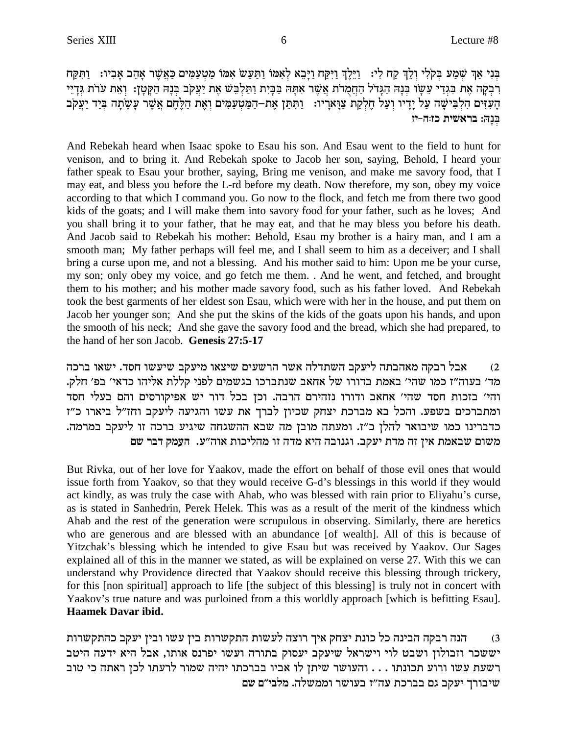בְּנִי אַךְ שְׁמַע בְּקֹלִי וְלֵךְ קַח לִי: וַיֵּלֶךְ וַיִּקַּח וַיָּבֵא לְאִמּוֹ וַתַּעַשׂ אִמּוֹ מַטְעַמִּים כַּאֲשֶׁר אָהֵב אָבִיו: וַתִּקַּח רִבְקָה אֶת בִּגְדֵי עֵשָׂו בְּנָהּ הַגָּדֹל הַחֲמֻדֹת אֲשֶׁר אִתָּהּ בַּבָּיִת וַתַּלְבֵּשׁ אֶת יַעֲקֹב בְּנָהּ הַקָּטָן: וְאֵת עֹרֹת גְּדָיֵי הָעִזִּים הִלְבִּישָׁה עַל יָדָיו וְעַל חֶלְקַת צַוָּארָיו: וַתִּתֵּן אֶת–הַמַּטְעַמִּים וְאֶת הַלֶּחֶם אֲשֶׁר עָשָׂתָה בְּיַד יַעֲקֹב בְּנָהּ: **בראשית כז:ה-יז**

And Rebekah heard when Isaac spoke to Esau his son. And Esau went to the field to hunt for venison, and to bring it. And Rebekah spoke to Jacob her son, saying, Behold, I heard your father speak to Esau your brother, saying, Bring me venison, and make me savory food, that I may eat, and bless you before the L-rd before my death. Now therefore, my son, obey my voice according to that which I command you. Go now to the flock, and fetch me from there two good kids of the goats; and I will make them into savory food for your father, such as he loves; And you shall bring it to your father, that he may eat, and that he may bless you before his death. And Jacob said to Rebekah his mother: Behold, Esau my brother is a hairy man, and I am a smooth man; My father perhaps will feel me, and I shall seem to him as a deceiver; and I shall bring a curse upon me, and not a blessing. And his mother said to him: Upon me be your curse, my son; only obey my voice, and go fetch me them. . And he went, and fetched, and brought them to his mother; and his mother made savory food, such as his father loved. And Rebekah took the best garments of her eldest son Esau, which were with her in the house, and put them on Jacob her younger son; And she put the skins of the kids of the goats upon his hands, and upon the smooth of his neck; And she gave the savory food and the bread, which she had prepared, to the hand of her son Jacob. **Genesis 27:5-17**

2) אבל רבקה מאהבתה ליעקב השתדלה אשר הרשעים שיצאו מיעקב שיעשו חסד. ישאו ברכה מד' בעוה"ז כמו שהי' באמת בדורו של אחאב שנתברכו בגשמים לפני קללת אליהו כדאי' בפ' חלק. והי' בזכות חסד שהי' אחאב ודורו נזהירם הרבה. וכן בכל דור יש אפיקורסים והם בעלי חסד ומתברכים בשפע. והכל בא מברכת יצחק שכיון לברך את עשו והגיעה ליעקב וחז"ל ביארו כ"ז כדברינו כמו שיבואר להלן כ"ז. ומעתה מובן מה שבא ההשגחה שיגיע ברכה זו ליעקב במרמה. משום שבאמת אין זה מדת יעקב. וגנובה היא מדה זו מהליכות אוה"ע. **העמק דבר שם**

But Rivka, out of her love for Yaakov, made the effort on behalf of those evil ones that would issue forth from Yaakov, so that they would receive G-d's blessings in this world if they would act kindly, as was truly the case with Ahab, who was blessed with rain prior to Eliyahu's curse, as is stated in Sanhedrin, Perek Helek. This was as a result of the merit of the kindness which Ahab and the rest of the generation were scrupulous in observing. Similarly, there are heretics who are generous and are blessed with an abundance [of wealth]. All of this is because of Yitzchak's blessing which he intended to give Esau but was received by Yaakov. Our Sages explained all of this in the manner we stated, as will be explained on verse 27. With this we can understand why Providence directed that Yaakov should receive this blessing through trickery, for this [non spiritual] approach to life [the subject of this blessing] is truly not in concert with Yaakov's true nature and was purloined from a this worldly approach [which is befitting Esau]. **Haamek Davar ibid.**

3) הנה רבקה הבינה כל כונת יצחק איך רוצה לעשות התקשרות בין עשו ובין יעקב כהתקשרות יששכר וזבולון ושבט לוי וישראל שיעקב יעסוק בתורה ועשו יפרנס אותו, אבל היא ידעה היטב רשעת עשו ורוע תכונתו . . . והעושר שיתן לו אביו בברכתו יהיה שמור לרעתו לכן ראתה כי טוב שיבורך יעקב גם בברכת עה"ז בעושר וממשלה. **מלבי"ם שם**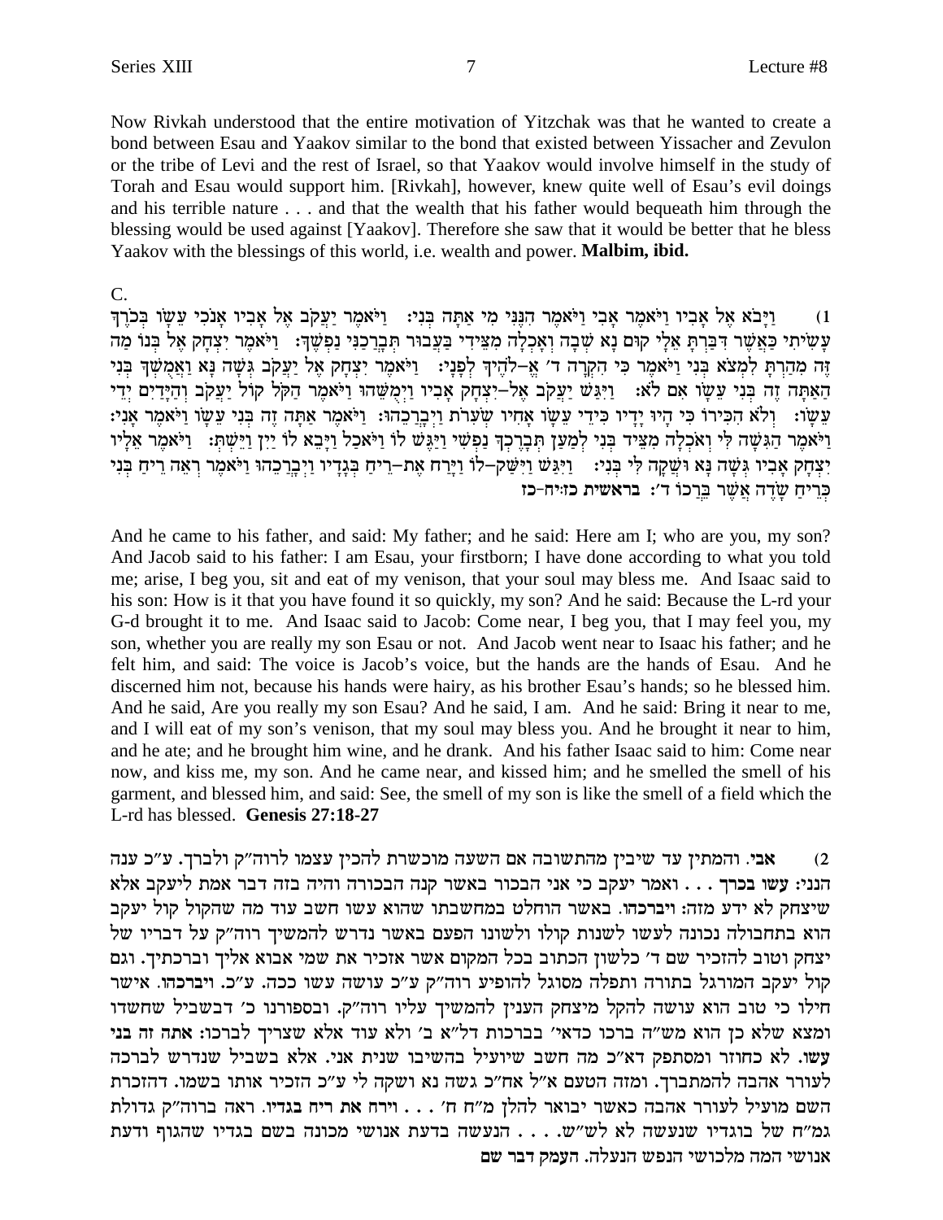Now Rivkah understood that the entire motivation of Yitzchak was that he wanted to create a bond between Esau and Yaakov similar to the bond that existed between Yissacher and Zevulon or the tribe of Levi and the rest of Israel, so that Yaakov would involve himself in the study of Torah and Esau would support him. [Rivkah], however, knew quite well of Esau's evil doings and his terrible nature . . . and that the wealth that his father would bequeath him through the blessing would be used against [Yaakov]. Therefore she saw that it would be better that he bless Yaakov with the blessings of this world, i.e. wealth and power. **Malbim, ibid.**

C.

1) וַיָּבֹא אֶל אָבִיו וַיֹּאמֶר אָבִי וַיֹּאמֶר הִנֶּנִּי מִי אַתָּה בְּנִי: וַיֹּאמֶר יַעֲקֹב אֶל אָבִיו אָנֹכִי עֵשָׂו בְּכֹרֶךָ עָשִׂיתִי כַּאֲשֶׁר דִּבַּרְתָּ אֵלָי קוּם נָא שְׁבָה וְאָכְלָה מִצֵּידִי בַּעֲבוּר תְּבָרְכַנִּי נַפְשֶׁךָ: וַיֹּאמֶר יִצְחָק אֶל בְּנוֹ מַה זֶּה מִהַרְתָּ לִמְצֹא בְּנִי וַיֹּאמֶר כִּי הִקְרָה ד׳ אֱ–לֹהֶיךָ לְפָנָי: וַיֹּאמֶר יִצְחָק אֶל יַעֲקֹב גְּשָׁה נָּא וַאֲמֻשְׁךָ בְּנִי הַאַתָּה זֶה בְּנִי עֵשָׂו אִם לֹא: וַיִּגַּשׁ יַעֲקֹב אֶל–יִצְחָק אָבִיו וַיְמֻשֵּׁהוּ וַיֹּאמֶר הַקֹּל קוֹל יַעֲקֹב וְהַיָּדַיִם יְדֵי עֵשָׂו: וְלֹא הִכִּירוֹ כִּי הָיוּ יָדָיו כִּידֵי עֵשָׂו אָחִיו שְׂעִרֹת וַיְבָרְכֵהוּ: וַיֹּאמֶר אַתָּה זֶה בְּנִי עֵשָׂו וַיֹּאמֶר אָנִי: וַיֹּאמֶר הַגִּשָׁה לִּי וְאֹכְלָה מִצֵּיד בְּנִי לְמַעַן תְּבָרֶכְךָ נַפְשִׁי וַיַּגֶּשׁ לוֹ וַיֹּאכַל וַיָּבֵא לוֹ יַיִן וַיֵּשְׁתְּ: וַיֹּאמֶר אֵלָיו יִצְחָק אָבִיו גְּשָׁה נָּא וּשְׁקָה לִּי בְּנִי: וַיִּגַּשׁ וַיִּשַּׁק–לוֹ וַיָּרַח אֶת–רֵיחַ בְּגָדָיו וַיְבָרְכֵהוּ וַיֹּאמֶר רְאֵה רֵיחַ בְּנִי כְּרֵיחַ שָׂדֶה אֲשֶׁר בֵּרְכוֹ ד׳: **בראשית כז:יח-כז**

And he came to his father, and said: My father; and he said: Here am I; who are you, my son? And Jacob said to his father: I am Esau, your firstborn; I have done according to what you told me; arise, I beg you, sit and eat of my venison, that your soul may bless me. And Isaac said to his son: How is it that you have found it so quickly, my son? And he said: Because the L-rd your G-d brought it to me. And Isaac said to Jacob: Come near, I beg you, that I may feel you, my son, whether you are really my son Esau or not. And Jacob went near to Isaac his father; and he felt him, and said: The voice is Jacob's voice, but the hands are the hands of Esau. And he discerned him not, because his hands were hairy, as his brother Esau's hands; so he blessed him. And he said, Are you really my son Esau? And he said, I am. And he said: Bring it near to me, and I will eat of my son's venison, that my soul may bless you. And he brought it near to him, and he ate; and he brought him wine, and he drank. And his father Isaac said to him: Come near now, and kiss me, my son. And he came near, and kissed him; and he smelled the smell of his garment, and blessed him, and said: See, the smell of my son is like the smell of a field which the L-rd has blessed. **Genesis 27:18-27**

2) **אבי.** והמתין עד שיבין מהתשובה אם השעה מוכשרת להכין עצמו לרוה״ק ולברך. ע״כ ענה הנני: **עשו בכרך** . . . ואמר יעקב כי אני הבכור באשר קנה הבכורה והיה בזה דבר אמת ליעקב אלא שיצחק לא ידע מזה: **ויברכהו.** באשר הוחלט במחשבתו שהוא עשו חשב עוד מה שהקול קול יעקב הוא בתחבולה נכונה לעשו לשנות קולו ולשונו הפעם באשר נדרש להמשיך רוה״ק על דבריו של יצחק וטוב להזכיר שם ד׳ כלשון הכתוב בכל המקום אשר אזכיר את שמי אבוא אליך וברכתיך. וגם קול יעקב המורגל בתורה ותפלה מסוגל להופיע רוה״ק ע״כ עושה עשו ככה. ע״כ. **ויברכהו.** אישר חילו כי טוב הוא עושה להקל מיצחק הענין להמשיך עליו רוה״ק. ובספורנו כ׳ דבשביל שחשדו ומצא שלא כן הוא מש״ה ברכו כדאי׳ בברכות דל״א ב׳ ולא עוד אלא שצריך לברכו: **אתה זה בני עשו.** לא כחוזר ומסתפק דא״כ מה חשב שיועיל בהשיבו שנית אני. אלא בשביל שנדרש לברכה לעורר אהבה להמתברך. ומזה הטעם א״ל אח״כ גשה נא ושקה לי ע״כ הזכיר אותו בשמו. דהזכרת השם מועיל לעורר אהבה כאשר יבואר להלן מ״ח ח׳ . . . **וירח את ריח בגדיו.** ראה ברוה״ק גדולת גמ״ח של בוגדיו שנעשה לא לש״ש. . . . הנעשה בדעת אנושי מכונה בשם בגדיו שהגוף ודעת אנושי המה מלכושי הנפש הנעלה. **העמק דבר שם**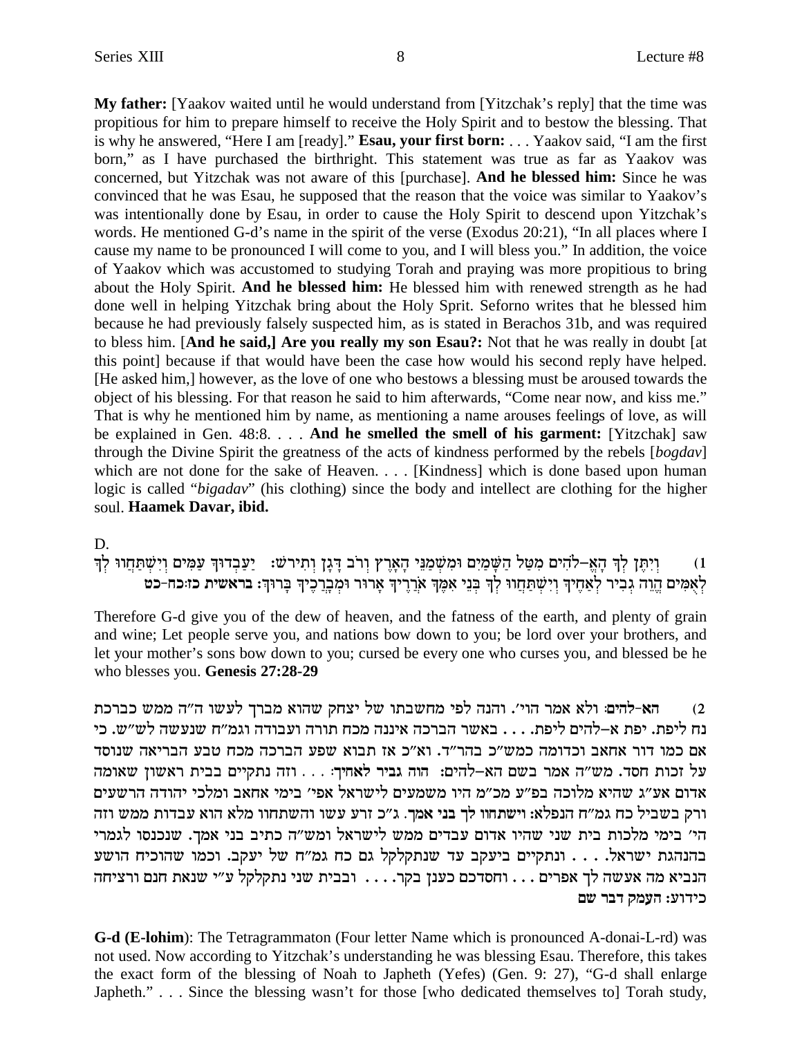**My father:** [Yaakov waited until he would understand from [Yitzchak's reply] that the time was propitious for him to prepare himself to receive the Holy Spirit and to bestow the blessing. That is why he answered, "Here I am [ready]." **Esau, your first born:** . . . Yaakov said, "I am the first born," as I have purchased the birthright. This statement was true as far as Yaakov was concerned, but Yitzchak was not aware of this [purchase]. **And he blessed him:** Since he was convinced that he was Esau, he supposed that the reason that the voice was similar to Yaakov's was intentionally done by Esau, in order to cause the Holy Spirit to descend upon Yitzchak's words. He mentioned G-d's name in the spirit of the verse (Exodus 20:21), "In all places where I cause my name to be pronounced I will come to you, and I will bless you." In addition, the voice of Yaakov which was accustomed to studying Torah and praying was more propitious to bring about the Holy Spirit. **And he blessed him:** He blessed him with renewed strength as he had done well in helping Yitzchak bring about the Holy Sprit. Seforno writes that he blessed him because he had previously falsely suspected him, as is stated in Berachos 31b, and was required to bless him. [**And he said,] Are you really my son Esau?:** Not that he was really in doubt [at this point] because if that would have been the case how would his second reply have helped. [He asked him,] however, as the love of one who bestows a blessing must be aroused towards the object of his blessing. For that reason he said to him afterwards, "Come near now, and kiss me." That is why he mentioned him by name, as mentioning a name arouses feelings of love, as will be explained in Gen. 48:8. . . . **And he smelled the smell of his garment:** [Yitzchak] saw through the Divine Spirit the greatness of the acts of kindness performed by the rebels [*bogdav*] which are not done for the sake of Heaven. . . . [Kindness] which is done based upon human logic is called "*bigadav*" (his clothing) since the body and intellect are clothing for the higher soul. **Haamek Davar, ibid.**

D.

1) וְיִתֶּן לְךָ הָאֱ–לֹהִים מִטַּל הַשָּׁמַיִם וּמִשְׁמַנֵּי הָאָרֶץ וְרֹב דָּגָן וְתִירֹשׁ: יַעַבְדוּךָ עַמִּים וְיִשְׁתַּחֲווּ לְךָ לְאֻמִּים הֱוֵה גְבִיר לְאַחֶיךָ וְיִשְׁתַּחֲווּ לְךָ בְּנֵי אִמֶּךָ אֹרְרֶיךָ אָרוּר וּמְבָרְכֶיךָ בָּרוּךְ: **בראשית כז:כח-כט**

Therefore G-d give you of the dew of heaven, and the fatness of the earth, and plenty of grain and wine; Let people serve you, and nations bow down to you; be lord over your brothers, and let your mother's sons bow down to you; cursed be every one who curses you, and blessed be he who blesses you. **Genesis 27:28-29**

2) **הא-להים:** ולא אמר הוי'. והנה לפי מחשבתו של יצחק שהוא מברך לעשו ה"ה ממש כברכת נח ליפת. יפת א–להים ליפת. . . . באשר הברכה איננה מכח תורה ועבודה וגמ"ח שנעשה לש"ש. כי אם כמו דור אחאב וכדומה כמש"כ בהר"ד. וא"כ אז תבוא שפע הברכה מכח טבע הבריאה שנוסד על זכות חסד. מש"ה אמר בשם הא–להים: **הוה גביר לאחיך:** . . . וזה נתקיים בבית ראשון שאומה אדום אע"ג שהיא מלוכה בפ"ע מכ"מ היו משמעים לישראל אפי' בימי אחאב ומלכי יהודה הרשעים ורק בשביל כח גמ"ח הנפלא: **וישתחוו לך בני אמך.** ג"כ זרע עשו והשתחוו מלא הוא עבדות ממש וזה הי' בימי מלכות בית שני שהיו אדום עבדים ממש לישראל ומש"ה כתיב בני אמך. שנכנסו לגמרי בהנהגת ישראל. . . . ונתקיים ביעקב עד שנתקלקל גם כח גמ"ח של יעקב. וכמו שהוכיח הושע הנביא מה אעשה לך אפרים . . . וחסדכם כענן בקר. . . . ובבית שני נתקלקל ע"י שנאת חנם ורציחה כידוע: **העמק דבר שם**

**G-d (E-lohim)**: The Tetragrammaton (Four letter Name which is pronounced A-donai-L-rd) was not used. Now according to Yitzchak's understanding he was blessing Esau. Therefore, this takes the exact form of the blessing of Noah to Japheth (Yefes) (Gen. 9: 27), "G-d shall enlarge Japheth." . . . Since the blessing wasn't for those [who dedicated themselves to] Torah study,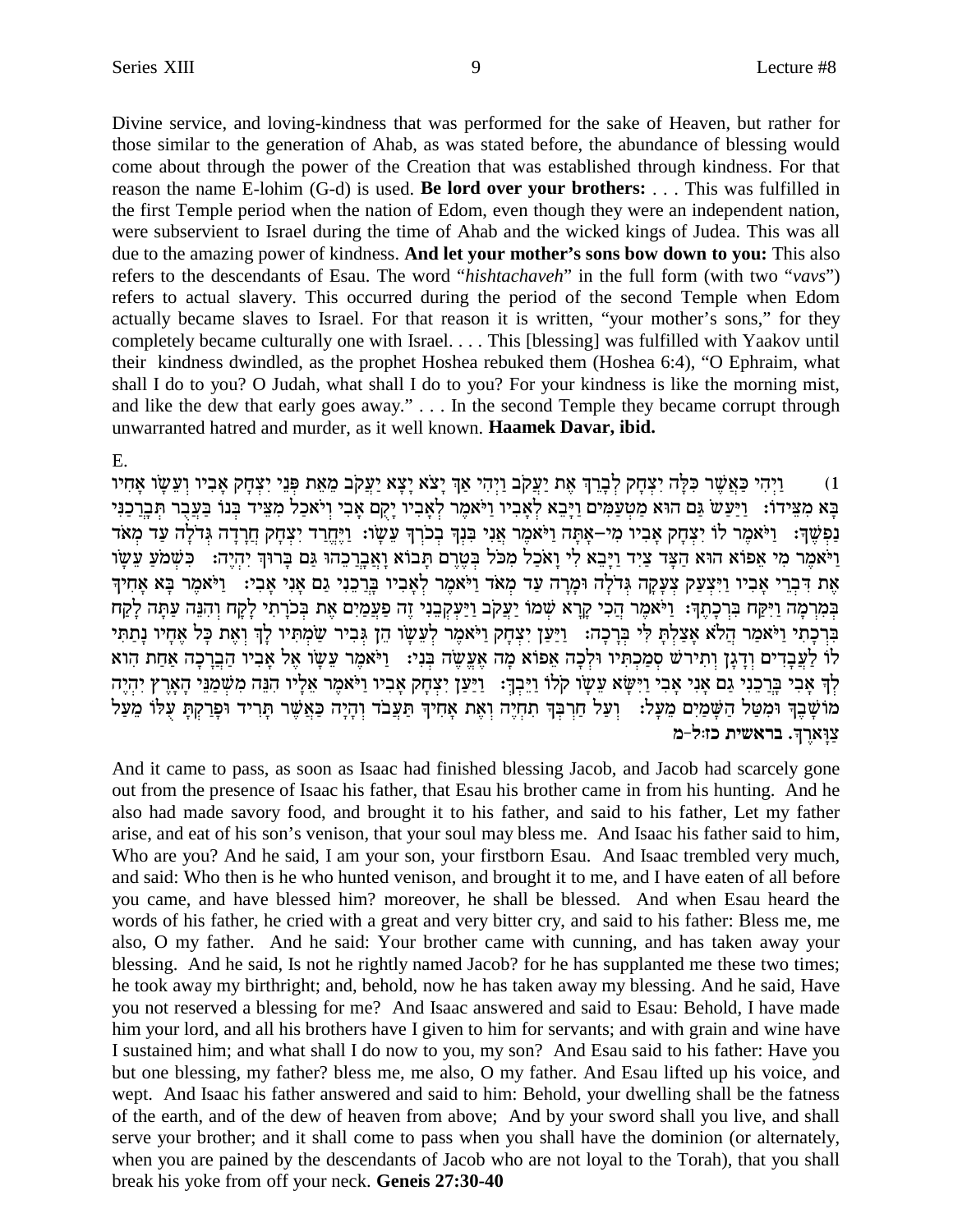Divine service, and loving-kindness that was performed for the sake of Heaven, but rather for those similar to the generation of Ahab, as was stated before, the abundance of blessing would come about through the power of the Creation that was established through kindness. For that reason the name E-lohim (G-d) is used. **Be lord over your brothers:** . . . This was fulfilled in the first Temple period when the nation of Edom, even though they were an independent nation, were subservient to Israel during the time of Ahab and the wicked kings of Judea. This was all due to the amazing power of kindness. **And let your mother's sons bow down to you:** This also refers to the descendants of Esau. The word "*hishtachaveh*" in the full form (with two "*vavs*") refers to actual slavery. This occurred during the period of the second Temple when Edom actually became slaves to Israel. For that reason it is written, "your mother's sons," for they completely became culturally one with Israel. . . . This [blessing] was fulfilled with Yaakov until their kindness dwindled, as the prophet Hoshea rebuked them (Hoshea 6:4), "O Ephraim, what shall I do to you? O Judah, what shall I do to you? For your kindness is like the morning mist, and like the dew that early goes away." . . . In the second Temple they became corrupt through unwarranted hatred and murder, as it well known. **Haamek Davar, ibid.**

E.

1) וַיְהִי כַּאֲשֶׁר כִּלָּה יִצְחָק לְבָרֵךְ אֶת יַעֲקֹב וַיְהִי אַךְ יָצֹא יָצָא יַעֲקֹב מֵאֵת פְּנֵי יִצְחָק אָבִיו וְעֵשָׂו אָחִיו בָּא מִצֵּידוֹ: וַיַּעַשׂ גַּם הוּא מַטְעַמִּים וַיָּבֵא לְאָבִיו וַיֹּאמֶר לְאָבִיו יָקֻם אָבִי וְיֹאכַל מִצֵּיד בְּנוֹ בַּעֲבֻר תְּבָרְכַנִּי נַפְשֶׁךָ: וַיֹּאמֶר לוֹ יִצְחָק אָבִיו מִי-אָתָּה וַיֹּאמֶר אֲנִי בִּנְךָ בְכֹרְךָ עֵשָׂו: וַיֶּחֱרַד יִצְחָק חֲרָדָה גְּדֹלָה עַד מְאֹד וַיֹּאמֶר מִי אֵפוֹא הוּא הַצָּד צַיִד וַיָּבֵא לִי וָאֹכַל מִכֹּל בְּטֶרֶם תָּבוֹא וָאֲבָרְכֵהוּ גַּם בָּרוּךְ יִהְיֶה: כִּשְׁמֹעַ עֵשָׂו אֶת דִּבְרֵי אָבִיו וַיִּצְעַק צְעָקָה גְּדֹלָה וּמָרָה עַד מְאֹד וַיֹּאמֶר לְאָבִיו בָּרְכֵנִי גַם אָנִי אָבִי: וַיֹּאמֶר בָּא אָחִיךָ בְּמִרְמָה וַיִּקַּח בִּרְכָתֶךָ: וַיֹּאמֶר הֲכִי קָרָא שְׁמוֹ יַעֲקֹב וַיַּעְקְבֵנִי זֶה פַעֲמַיִם אֶת בְּכֹרָתִי לָקָח וְהִנֵּה עַתָּה לָקַח בִּרְכָתִי וַיֹּאמַר הֲלֹא אָצַלְתָּ לִּי בְּרָכָה: וַיַּעַן יִצְחָק וַיֹּאמֶר לְעֵשָׂו הֵן גְּבִיר שַׂמְתִּיו לָךְ וְאֶת כָּל אֶחָיו נָתַתִּי לוֹ לַעֲבָדִים וְדָגָן וְתִירֹשׁ סְמַכְתִּיו וּלְכָה אֵפוֹא מָה אֶעֱשֶׂה בְּנִי: וַיֹּאמֶר עֵשָׂו אֶל אָבִיו הַבְרָכָה אַחַת הִוא לְךָ אָבִי בָּרְכֵנִי גַם אָנִי אָבִי וַיִּשָּׂא עֵשָׂו קֹלוֹ וַיֵּבְךְּ: וַיַּעַן יִצְחָק אָבִיו וַיֹּאמֶר אֵלָיו הִנֵּה מִשְׁמַנֵּי הָאָרֶץ יִהְיֶה מוֹשָׁבֶךָ וּמִטַּל הַשָּׁמַיִם מֵעָל: וְעַל חַרְבְּךָ תִחְיֶה וְאֶת אָחִיךָ תַּעֲבֹד וְהָיָה כַּאֲשֶׁר תָּרִיד וּפָרַקְתָּ עֻלּוֹ מֵעַל צַוָּארֶךָ. **בראשית כז:ל-מ**

And it came to pass, as soon as Isaac had finished blessing Jacob, and Jacob had scarcely gone out from the presence of Isaac his father, that Esau his brother came in from his hunting. And he also had made savory food, and brought it to his father, and said to his father, Let my father arise, and eat of his son's venison, that your soul may bless me. And Isaac his father said to him, Who are you? And he said, I am your son, your firstborn Esau. And Isaac trembled very much, and said: Who then is he who hunted venison, and brought it to me, and I have eaten of all before you came, and have blessed him? moreover, he shall be blessed. And when Esau heard the words of his father, he cried with a great and very bitter cry, and said to his father: Bless me, me also, O my father. And he said: Your brother came with cunning, and has taken away your blessing. And he said, Is not he rightly named Jacob? for he has supplanted me these two times; he took away my birthright; and, behold, now he has taken away my blessing. And he said, Have you not reserved a blessing for me? And Isaac answered and said to Esau: Behold, I have made him your lord, and all his brothers have I given to him for servants; and with grain and wine have I sustained him; and what shall I do now to you, my son? And Esau said to his father: Have you but one blessing, my father? bless me, me also, O my father. And Esau lifted up his voice, and wept. And Isaac his father answered and said to him: Behold, your dwelling shall be the fatness of the earth, and of the dew of heaven from above; And by your sword shall you live, and shall serve your brother; and it shall come to pass when you shall have the dominion (or alternately, when you are pained by the descendants of Jacob who are not loyal to the Torah), that you shall break his yoke from off your neck. **Geneis 27:30-40**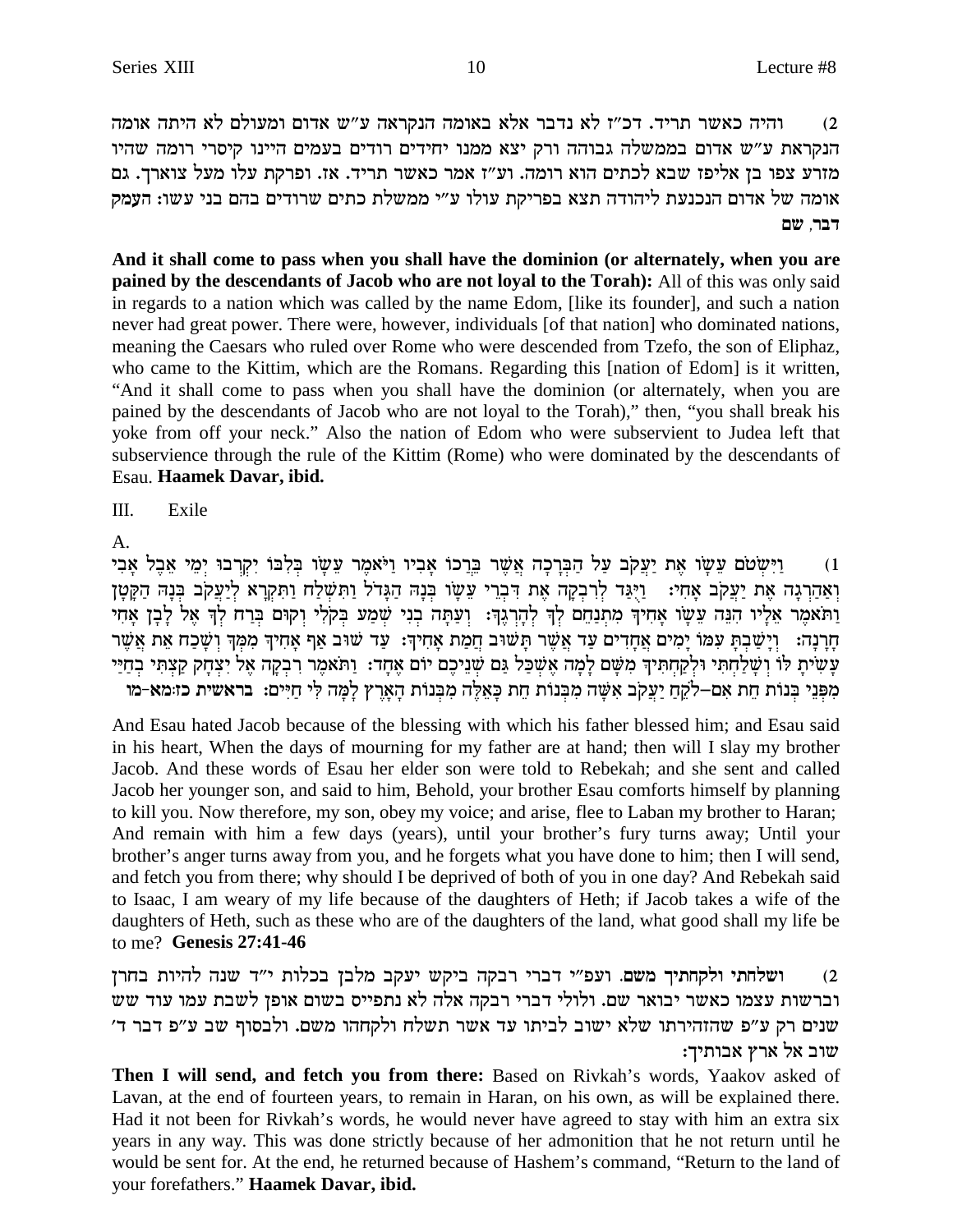2) והיה כאשר תריד. דכ"ז לא נדבר אלא באומה הנקראה ע"ש אדום ומעולם לא היתה אומה הנקראת ע"ש אדום בממשלה גבוהה ורק יצא ממנו יחידים רודים בעמים היינו קיסרי רומה שהיו מזרע צפו בן אליפז שבא לכתים הוא רומה. וע"ז אמר כאשר תריד. אז. ופרקת עלו מעל צוארך. גם אומה של אדום הנכנעת ליהודה תצא בפריקת עולו ע"י ממשלת כתים שרודים בהם בני עשו: העמק דבר, שם

**And it shall come to pass when you shall have the dominion (or alternately, when you are pained by the descendants of Jacob who are not loyal to the Torah):** All of this was only said in regards to a nation which was called by the name Edom, [like its founder], and such a nation never had great power. There were, however, individuals [of that nation] who dominated nations, meaning the Caesars who ruled over Rome who were descended from Tzefo, the son of Eliphaz, who came to the Kittim, which are the Romans. Regarding this [nation of Edom] is it written, "And it shall come to pass when you shall have the dominion (or alternately, when you are pained by the descendants of Jacob who are not loyal to the Torah)," then, "you shall break his yoke from off your neck." Also the nation of Edom who were subservient to Judea left that subservience through the rule of the Kittim (Rome) who were dominated by the descendants of Esau. **Haamek Davar, ibid.**

III. Exile

A.

1) וַיִּשְׂטֹם עֵשָׂו אֶת יַעֲקֹב עַל הַבְּרָכָה אֲשֶׁר בֵּרְכוֹ אָבִיו וַיֹּאמֶר עֵשָׂו בְּלִבּוֹ יִקְרְבוּ יְמֵי אֵבֶל אָבִי וְאַהַרְגָה אֶת יַעֲקֹב אָחִי: וַיֻּגַּד לְרִבְקָה אֶת דִּבְרֵי עֵשָׂו בְּנָהּ הַגָּדֹל וַתִּשְׁלַח וַתִּקְרָא לְיַעֲקֹב בְּנָהּ הַקָּטָן וַתֹּאמֶר אֵלָיו הִנֵּה עֵשָׂו אָחִיךָ מִתְנַחֵם לְךָ לְהָרְגֶךָ: וְעַתָּה בְנִי שְׁמַע בְּקֹלִי וְקוּם בְּרַח לְךָ אֶל לָבָן אָחִי חָרָנָה: וְיָשַׁבְתָּ עִמּוֹ יָמִים אֲחָדִים עַד אֲשֶׁר תָּשׁוּב חֲמַת אָחִיךָ: עַד שׁוּב אַף אָחִיךָ מִמְּךָ וְשָׁכַח אֵת אֲשֶׁר עָשִׂיתָ לּוֹ וְשָׁלַחְתִּי וּלְקַחְתִּיךָ מִשָּׁם לָמָה אֶשְׁכַּל גַּם שְׁנֵיכֶם יוֹם אֶחָד: וַתֹּאמֶר רִבְקָה אֶל יִצְחָק קַצְתִּי בְחַיַּי מִפְּנֵי בְּנוֹת חֵת אִם–לֹקֵחַ יַעֲקֹב אִשָּׁה מִבְּנוֹת חֵת כָּאֵלֶּה מִבְּנוֹת הָאָרֶץ לָמָּה לִּי חַיִּים: בראשית כז:מא-מו

And Esau hated Jacob because of the blessing with which his father blessed him; and Esau said in his heart, When the days of mourning for my father are at hand; then will I slay my brother Jacob. And these words of Esau her elder son were told to Rebekah; and she sent and called Jacob her younger son, and said to him, Behold, your brother Esau comforts himself by planning to kill you. Now therefore, my son, obey my voice; and arise, flee to Laban my brother to Haran; And remain with him a few days (years), until your brother's fury turns away; Until your brother's anger turns away from you, and he forgets what you have done to him; then I will send, and fetch you from there; why should I be deprived of both of you in one day? And Rebekah said to Isaac, I am weary of my life because of the daughters of Heth; if Jacob takes a wife of the daughters of Heth, such as these who are of the daughters of the land, what good shall my life be to me? **Genesis 27:41-46**

2) ושלחתי ולקחתיך משם. ועפ"י דברי רבקה ביקש יעקב מלבן בכלות י"ד שנה להיות בחרן וברשות עצמו כאשר יבואר שם. ולולי דברי רבקה אלה לא נתפייס בשום אופן לשבת עמו עוד שש שנים רק ע"פ שהזהירתו שלא ישוב לביתו עד אשר תשלח ולקחהו משם. ולבסוף שב ע"פ דבר ד' שוב אל ארץ אבותיך:

**Then I will send, and fetch you from there:** Based on Rivkah's words, Yaakov asked of Lavan, at the end of fourteen years, to remain in Haran, on his own, as will be explained there. Had it not been for Rivkah's words, he would never have agreed to stay with him an extra six years in any way. This was done strictly because of her admonition that he not return until he would be sent for. At the end, he returned because of Hashem's command, "Return to the land of your forefathers." **Haamek Davar, ibid.**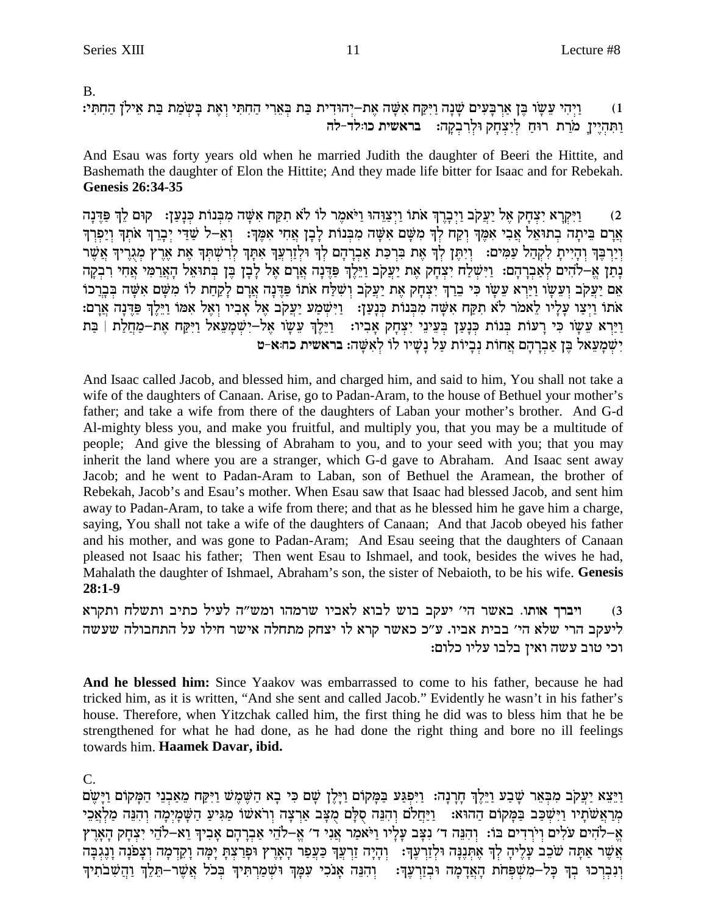B.

1) וַיְהִי עֵשָׂו בֶּן אַרְבָּעִים שָׁנָה וַיִּקַּח אִשָּׁה אֶת-יְהוּדִית בַּת בְּאֵרִי הַחִתִּי וְאֶת בָּשְׂמַת בַּת אֵילֹן הַחִתִּי: וַתִּהְיֶיןָ מֹרַת רוּחַ לְיִצְחָק וּלְרִבְקָה: **בראשית כו:לד-לה**

And Esau was forty years old when he married Judith the daughter of Beeri the Hittite, and Bashemath the daughter of Elon the Hittite; And they made life bitter for Isaac and for Rebekah. **Genesis 26:34-35**

2) וַיִּקְרָא יִצְחָק אֶל יַעֲקֹב וַיְבָרֶךְ אֹתוֹ וַיְצַוֵּהוּ וַיֹּאמֶר לוֹ לֹא תִקַּח אִשָּׁה מִבְּנוֹת כְּנָעַן: קוּם לֵךְ פַּדֶּנָה אֲרָם בֵּיתָה בְתוּאֵל אֲבִי אִמֶּךָ וְקַח לְךָ מִשָּׁם אִשָּׁה מִבְּנוֹת לָבָן אֲחִי אִמֶּךָ: וְאֵ-ל שַׁדַּי יְבָרֵךְ אֹתְךָ וְיַפְרְךָ וְיַרְבֶּךָ וְהָיִיתָ לִקְהַל עַמִּים: וְיִתֶּן לְךָ אֶת בִּרְכַּת אַבְרָהָם לְךָ וּלְזַרְעֲךָ אִתָּךְ לְרִשְׁתְּךָ אֶת אֶרֶץ מְגֻרֶיךָ אֲשֶׁר נָתַן אֱ-לֹהִים לְאַבְרָהָם: וַיִּשְׁלַח יִצְחָק אֶת יַעֲקֹב וַיֵּלֶךְ פַּדֶּנָה אֲרָם אֶל לָבָן בֶּן בְּתוּאֵל הָאֲרַמִּי אֲחִי רִבְקָה אֵם יַעֲקֹב וְעֵשָׂו: וַיַּרְא עֵשָׂו כִּי בֵרַךְ יִצְחָק אֶת יַעֲקֹב וְשִׁלַּח אֹתוֹ פַּדֶּנָה אֲרָם לָקַחַת לוֹ מִשָּׁם אִשָּׁה בְּבָרֲכוֹ אֹתוֹ וַיְצַו עָלָיו לֵאמֹר לֹא תִקַּח אִשָּׁה מִבְּנוֹת כְּנָעַן: וַיִּשְׁמַע יַעֲקֹב אֶל אָבִיו וְאֶל אִמּוֹ וַיֵּלֶךְ פַּדֶּנָה אֲרָם: וַיַּרְא עֵשָׂו כִּי רָעוֹת בְּנוֹת כְּנָעַן בְּעֵינֵי יִצְחָק אָבִיו: וַיֵּלֶךְ עֵשָׂו אֶל-יִשְׁמָעֵאל וַיִּקַּח אֶת-מָחֲלַת | בַּת יִשְׁמָעֵאל בֶּן אַבְרָהָם אֲחוֹת נְבָיוֹת עַל נָשָׁיו לוֹ לְאִשָּׁה: **בראשית כח:א-ט**

And Isaac called Jacob, and blessed him, and charged him, and said to him, You shall not take a wife of the daughters of Canaan. Arise, go to Padan-Aram, to the house of Bethuel your mother's father; and take a wife from there of the daughters of Laban your mother's brother. And G-d Al-mighty bless you, and make you fruitful, and multiply you, that you may be a multitude of people; And give the blessing of Abraham to you, and to your seed with you; that you may inherit the land where you are a stranger, which G-d gave to Abraham. And Isaac sent away Jacob; and he went to Padan-Aram to Laban, son of Bethuel the Aramean, the brother of Rebekah, Jacob's and Esau's mother. When Esau saw that Isaac had blessed Jacob, and sent him away to Padan-Aram, to take a wife from there; and that as he blessed him he gave him a charge, saying, You shall not take a wife of the daughters of Canaan; And that Jacob obeyed his father and his mother, and was gone to Padan-Aram; And Esau seeing that the daughters of Canaan pleased not Isaac his father; Then went Esau to Ishmael, and took, besides the wives he had, Mahalath the daughter of Ishmael, Abraham's son, the sister of Nebaioth, to be his wife. **Genesis 28:1-9**

3) **ויברך אותו.** באשר הי' יעקב בוש לבוא לאביו שרמהו ומש"ה לעיל כתיב ותשלח ותקרא ליעקב הרי שלא הי' בבית אביו. ע"כ כאשר קרא לו יצחק מתחלה אישר חילו על התחבולה שעשה וכי טוב עשה ואין בלבו עליו כלום:

**And he blessed him:** Since Yaakov was embarrassed to come to his father, because he had tricked him, as it is written, "And she sent and called Jacob." Evidently he wasn't in his father's house. Therefore, when Yitzchak called him, the first thing he did was to bless him that he be strengthened for what he had done, as he had done the right thing and bore no ill feelings towards him. **Haamek Davar, ibid.**

C.

וַיֵּצֵא יַעֲקֹב מִבְּאֵר שָׁבַע וַיֵּלֶךְ חָרָנָה: וַיִּפְגַּע בַּמָּקוֹם וַיָּלֶן שָׁם כִּי בָא הַשֶּׁמֶשׁ וַיִּקַּח מֵאַבְנֵי הַמָּקוֹם וַיָּשֶׂם מְרַאֲשֹׁתָיו וַיִּשְׁכַּב בַּמָּקוֹם הַהוּא: וַיַּחֲלֹם וְהִנֵּה סֻלָּם מֻצָּב אַרְצָה וְרֹאשׁוֹ מַגִּיעַ הַשָּׁמָיְמָה וְהִנֵּה מַלְאֲכֵי אֱ-לֹהִים עֹלִים וְיֹרְדִים בּוֹ: וְהִנֵּה ד' נִצָּב עָלָיו וַיֹּאמַר אֲנִי ד' אֱ-לֹהֵי אַבְרָהָם אָבִיךָ וֵא-לֹהֵי יִצְחָק הָאָרֶץ אֲשֶׁר אַתָּה שֹׁכֵב עָלֶיהָ לְךָ אֶתְּנֶנָּה וּלְזַרְעֶךָ: וְהָיָה זַרְעֲךָ כַּעֲפַר הָאָרֶץ וּפָרַצְתָּ יָמָּה וָקֵדְמָה וְצָפֹנָה וָנֶגְבָּה וְנִבְרְכוּ בְךָ כָּל-מִשְׁפְּחֹת הָאֲדָמָה וּבְזַרְעֶךָ: וְהִנֵּה אָנֹכִי עִמָּךְ וּשְׁמַרְתִּיךָ בְּכֹל אֲשֶׁר-תֵּלֵךְ וַהֲשִׁבֹתִיךָ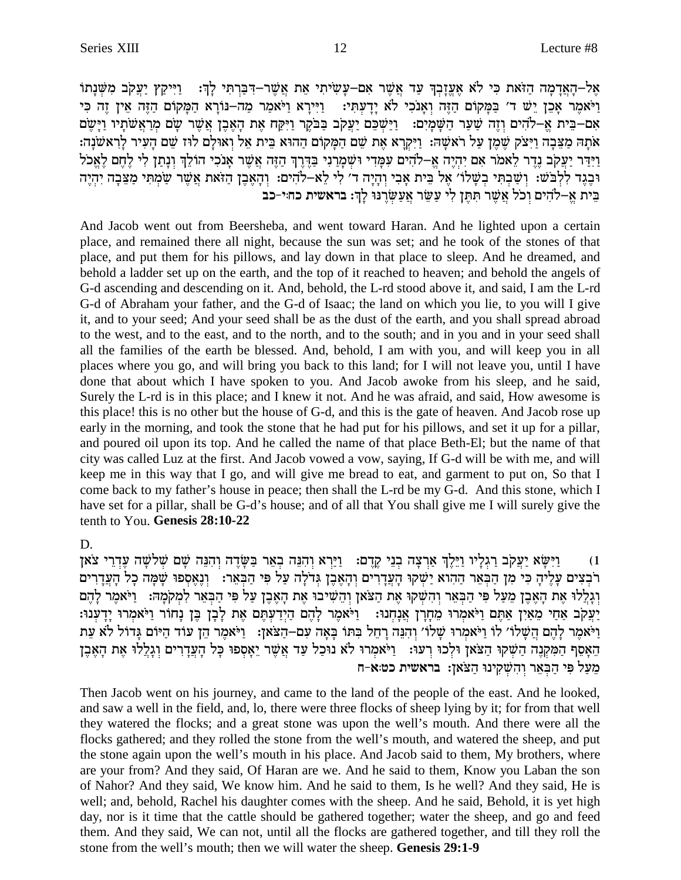אֶל-הָאֲדָמָה הַזֹּאת כִּי לֹא אֶעֱזָבְךָ עַד אֲשֶׁר אִם-עָשִׂיתִי אֵת אֲשֶׁר-דִּבַּרְתִּי לָךְ: וַיִּיקַץ יַעֲקֹב מִשְּׁנָתוֹ וַיֹּאמֶר אָכֵן יֵשׁ ד׳ בַּמָּקוֹם הַזֶּה וְאָנֹכִי לֹא יָדָעְתִּי: וַיִּירָא וַיֹּאמַר מַה-נּוֹרָא הַמָּקוֹם הַזֶּה אֵין זֶה כִּי אִם-בֵּית אֱ-לֹהִים וְזֶה שַׁעַר הַשָּׁמָיִם: וַיַּשְׁכֵּם יַעֲקֹב בַּבֹּקֶר וַיִּקַּח אֶת הָאֶבֶן אֲשֶׁר שָׂם מְרַאֲשֹׁתָיו וַיָּשֶׂם אֹתָהּ מַצֵּבָה וַיִּצֹק שֶׁמֶן עַל רֹאשָׁהּ: וַיִּקְרָא אֶת שֵׁם הַמָּקוֹם הַהוּא בֵּית אֵל וְאוּלָם לוּז שֵׁם הָעִיר לָרִאשֹׁנָה: וַיִּדַּר יַעֲקֹב נֶדֶר לֵאמֹר אִם יִהְיֶה אֱ-לֹהִים עִמָּדִי וּשְׁמָרַנִי בַּדֶּרֶךְ הַזֶּה אֲשֶׁר אָנֹכִי הוֹלֵךְ וְנָתַן לִי לֶחֶם לֶאֱכֹל וּבֶגֶד לִלְבֹּשׁ: וְשַׁבְתִּי בְשָׁלוֹ׳ אֶל בֵּית אָבִי וְהָיָה ד׳ לִי לֵא-לֹהִים: וְהָאֶבֶן הַזֹּאת אֲשֶׁר שַׂמְתִּי מַצֵּבָה יִהְיֶה בֵּית אֱ-לֹהִים וְכֹל אֲשֶׁר תִּתֶּן לִי עַשֵּׂר אֲעַשְּׂרֶנּוּ לָךְ: **בראשית כח:י-כב**

And Jacob went out from Beersheba, and went toward Haran. And he lighted upon a certain place, and remained there all night, because the sun was set; and he took of the stones of that place, and put them for his pillows, and lay down in that place to sleep. And he dreamed, and behold a ladder set up on the earth, and the top of it reached to heaven; and behold the angels of G-d ascending and descending on it. And, behold, the L-rd stood above it, and said, I am the L-rd G-d of Abraham your father, and the G-d of Isaac; the land on which you lie, to you will I give it, and to your seed; And your seed shall be as the dust of the earth, and you shall spread abroad to the west, and to the east, and to the north, and to the south; and in you and in your seed shall all the families of the earth be blessed. And, behold, I am with you, and will keep you in all places where you go, and will bring you back to this land; for I will not leave you, until I have done that about which I have spoken to you. And Jacob awoke from his sleep, and he said, Surely the L-rd is in this place; and I knew it not. And he was afraid, and said, How awesome is this place! this is no other but the house of G-d, and this is the gate of heaven. And Jacob rose up early in the morning, and took the stone that he had put for his pillows, and set it up for a pillar, and poured oil upon its top. And he called the name of that place Beth-El; but the name of that city was called Luz at the first. And Jacob vowed a vow, saying, If G-d will be with me, and will keep me in this way that I go, and will give me bread to eat, and garment to put on, So that I come back to my father's house in peace; then shall the L-rd be my G-d. And this stone, which I have set for a pillar, shall be G-d's house; and of all that You shall give me I will surely give the tenth to You. **Genesis 28:10-22**

D.

1) וַיִּשָּׂא יַעֲקֹב רַגְלָיו וַיֵּלֶךְ אַרְצָה בְנֵי קֶדֶם: וַיַּרְא וְהִנֵּה בְאֵר בַּשָּׂדֶה וְהִנֵּה שָׁם שְׁלֹשָׁה עֶדְרֵי צֹאן רֹבְצִים עָלֶיהָ כִּי מִן הַבְּאֵר הַהִוא יַשְׁקוּ הָעֲדָרִים וְהָאֶבֶן גְּדֹלָה עַל פִּי הַבְּאֵר: וְנֶאֶסְפוּ שָׁמָּה כָל הָעֲדָרִים וְגָלְלוּ אֶת הָאֶבֶן מֵעַל פִּי הַבְּאֵר וְהִשְׁקוּ אֶת הַצֹּאן וְהֵשִׁיבוּ אֶת הָאֶבֶן עַל פִּי הַבְּאֵר לִמְקֹמָהּ: וַיֹּאמֶר לָהֶם יַעֲקֹב אַחַי מֵאַיִן אַתֶּם וַיֹּאמְרוּ מֵחָרָן אֲנָחְנוּ: וַיֹּאמֶר לָהֶם הַיְדַעְתֶּם אֶת לָבָן בֶּן נָחוֹר וַיֹּאמְרוּ יָדָעְנוּ: וַיֹּאמֶר לָהֶם הֲשָׁלוֹ׳ לוֹ וַיֹּאמְרוּ שָׁלוֹ׳ וְהִנֵּה רָחֵל בִּתּוֹ בָּאָה עִם-הַצֹּאן: וַיֹּאמֶר הֵן עוֹד הַיּוֹם גָּדוֹל לֹא עֵת הֵאָסֵף הַמִּקְנֶה הַשְׁקוּ הַצֹּאן וּלְכוּ רְעוּ: וַיֹּאמְרוּ לֹא נוּכַל עַד אֲשֶׁר יֵאָסְפוּ כָּל הָעֲדָרִים וְגָלְלוּ אֶת הָאֶבֶן מֵעַל פִּי הַבְּאֵר וְהִשְׁקִינוּ הַצֹּאן: **בראשית כט:א-ח**

Then Jacob went on his journey, and came to the land of the people of the east. And he looked, and saw a well in the field, and, lo, there were three flocks of sheep lying by it; for from that well they watered the flocks; and a great stone was upon the well's mouth. And there were all the flocks gathered; and they rolled the stone from the well's mouth, and watered the sheep, and put the stone again upon the well's mouth in his place. And Jacob said to them, My brothers, where are your from? And they said, Of Haran are we. And he said to them, Know you Laban the son of Nahor? And they said, We know him. And he said to them, Is he well? And they said, He is well; and, behold, Rachel his daughter comes with the sheep. And he said, Behold, it is yet high day, nor is it time that the cattle should be gathered together; water the sheep, and go and feed them. And they said, We can not, until all the flocks are gathered together, and till they roll the stone from the well's mouth; then we will water the sheep. **Genesis 29:1-9**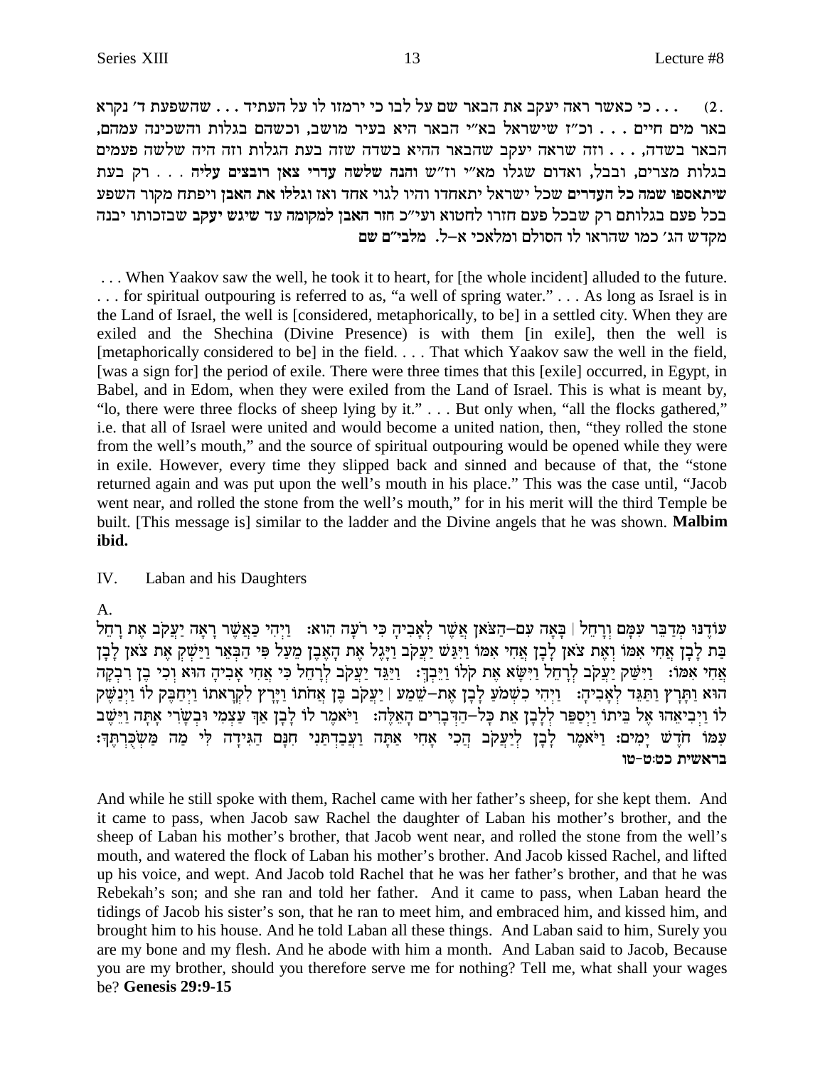2) . . . כי כאשר ראה יעקב את הבאר שם על לבו כי ירמזו לו על העתיד . . . שהשפעת ד' נקרא באר מים חיים . . . וכ"ז שישראל בא"י הבאר היא בעיר מושב, וכשהם בגלות והשכינה עמהם, הבאר בשדה, . . . וזה שראה יעקב שהבאר ההיא בשדה שזה בעת הגלות וזה היה שלשה פעמים בגלות מצרים, ובבל, ואדום שגלו מא"י וז"ש והנה שלשה עדרי צאן רובצים עליה . . . רק בעת שיתאספו שמה כל העדרים שכל ישראל יתאחדו והיו לגוי אחד ואז וגללו את האבן ויפתח מקור השפע בכל פעם בגלותם רק שבכל פעם חזרו לחטוא ועי"כ חזר האבן למקומה עד שיגש יעקב שבזכותו יבנה מקדש הג' כמו שהראו לו הסולם ומלאכי א-ל. מלבי"ם שם

. . . When Yaakov saw the well, he took it to heart, for [the whole incident] alluded to the future. . . . for spiritual outpouring is referred to as, "a well of spring water." . . . As long as Israel is in the Land of Israel, the well is [considered, metaphorically, to be] in a settled city. When they are exiled and the Shechina (Divine Presence) is with them [in exile], then the well is [metaphorically considered to be] in the field. . . . That which Yaakov saw the well in the field, [was a sign for] the period of exile. There were three times that this [exile] occurred, in Egypt, in Babel, and in Edom, when they were exiled from the Land of Israel. This is what is meant by, "lo, there were three flocks of sheep lying by it." . . . But only when, "all the flocks gathered," i.e. that all of Israel were united and would become a united nation, then, "they rolled the stone from the well's mouth," and the source of spiritual outpouring would be opened while they were in exile. However, every time they slipped back and sinned and because of that, the "stone returned again and was put upon the well's mouth in his place." This was the case until, "Jacob went near, and rolled the stone from the well's mouth," for in his merit will the third Temple be built. [This message is] similar to the ladder and the Divine angels that he was shown. **Malbim ibid.**

IV. Laban and his Daughters

A.

עוֹדֶנּוּ מְדַבֵּר עִמָּם וְרָחֵל | בָּאָה עִם-הַצֹּאן אֲשֶׁר לְאָבִיהָ כִּי רֹעָה הִוא: וַיְהִי כַּאֲשֶׁר רָאָה יַעֲקֹב אֶת רָחֵל בַּת לָבָן אֲחִי אִמּוֹ וְאֶת צֹאן לָבָן אֲחִי אִמּוֹ וַיִּגַּשׁ יַעֲקֹב וַיָּגֶל אֶת הָאֶבֶן מֵעַל פִּי הַבְּאֵר וַיַּשְׁקְ אֶת צֹאן לָבָן אֲחִי אִמּוֹ: וַיִּשַּׁק יַעֲקֹב לְרָחֵל וַיִּשָּׂא אֶת קֹלוֹ וַיֵּבְךְּ: וַיַּגֵּד יַעֲקֹב לְרָחֵל כִּי אֲחִי אָבִיהָ הוּא וְכִי בֶן רִבְקָה הוּא וַתָּרָץ וַתַּגֵּד לְאָבִיהָ: וַיְהִי כִשְׁמֹעַ לָבָן אֶת-שֵׁמַע | יַעֲקֹב בֶּן אֲחֹתוֹ וַיָּרָץ לִקְרָאתוֹ וַיְחַבֶּק לוֹ וַיְנַשֶּׁק לוֹ וַיְבִיאֵהוּ אֶל בֵּיתוֹ וַיְסַפֵּר לְלָבָן אֶת כָּל-הַדְּבָרִים הָאֵלֶּה: וַיֹּאמֶר לוֹ לָבָן אַךְ עַצְמִי וּבְשָׂרִי אָתָּה וַיֵּשֶׁב עִמּוֹ חֹדֶשׁ יָמִים: וַיֹּאמֶר לָבָן לְיַעֲקֹב הֲכִי אָחִי אַתָּה וַעֲבַדְתַּנִי חִנָּם הַגִּידָה לִּי מַה מַּשְׂכֻּרְתֶּךָ: **בראשית כט:ט-טו**

And while he still spoke with them, Rachel came with her father's sheep, for she kept them. And it came to pass, when Jacob saw Rachel the daughter of Laban his mother's brother, and the sheep of Laban his mother's brother, that Jacob went near, and rolled the stone from the well's mouth, and watered the flock of Laban his mother's brother. And Jacob kissed Rachel, and lifted up his voice, and wept. And Jacob told Rachel that he was her father's brother, and that he was Rebekah's son; and she ran and told her father. And it came to pass, when Laban heard the tidings of Jacob his sister's son, that he ran to meet him, and embraced him, and kissed him, and brought him to his house. And he told Laban all these things. And Laban said to him, Surely you are my bone and my flesh. And he abode with him a month. And Laban said to Jacob, Because you are my brother, should you therefore serve me for nothing? Tell me, what shall your wages be? **Genesis 29:9-15**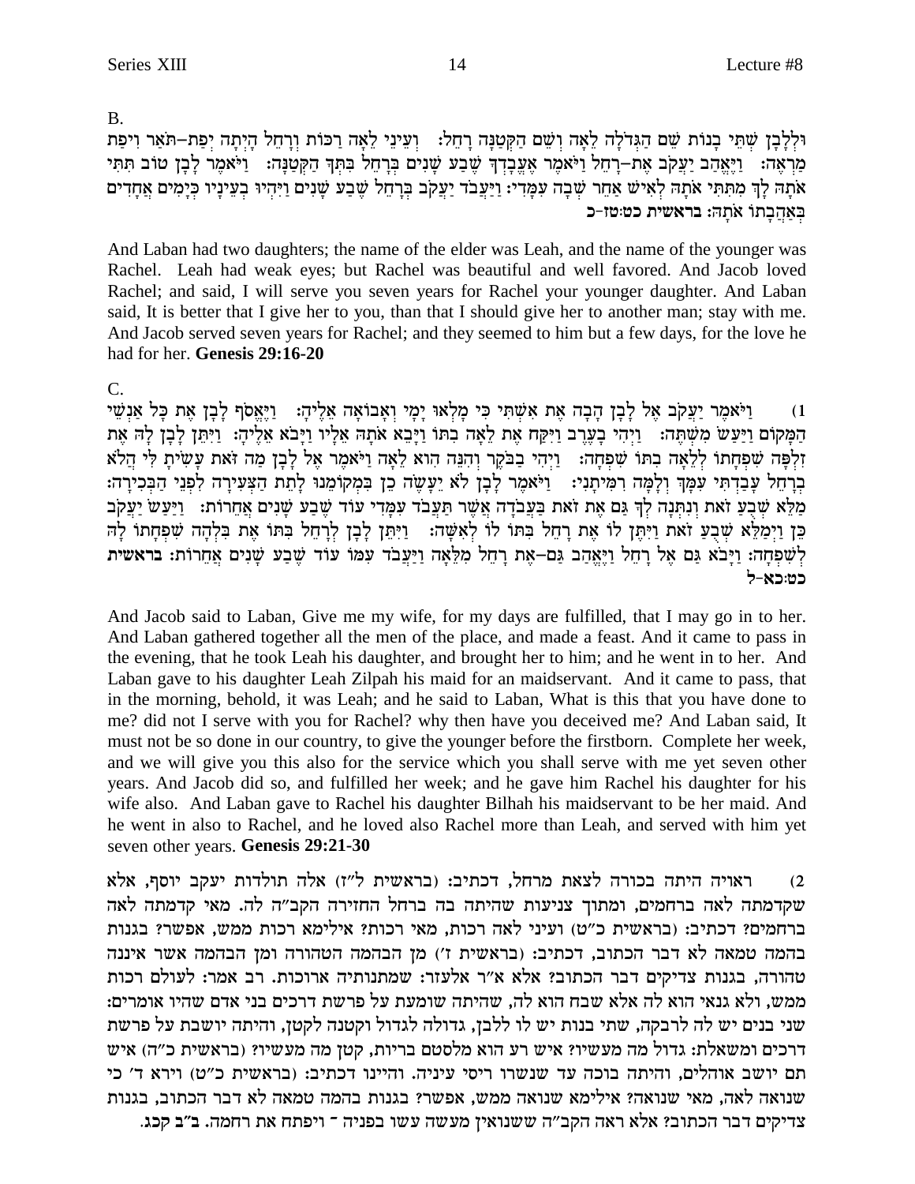B.

וּלְלָבָן שְׁתֵּי בָנוֹת שֵׁם הַגְּדֹלָה לֵאָה וְשֵׁם הַקְּטַנָּה רָחֵל: וְעֵינֵי לֵאָה רַכּוֹת וְרָחֵל הָיְתָה יְפַת-תֹּאַר וִיפַת מַרְאֶה: וַיֶּאֱהַב יַעֲקֹב אֶת-רָחֵל וַיֹּאמֶר אֶעֱבָדְךָ שֶׁבַע שָׁנִים בְּרָחֵל בִּתְּךָ הַקְּטַנָּה: וַיֹּאמֶר לָבָן טוֹב תִּתִּי אֹתָהּ לָךְ מִתִּתִּי אֹתָהּ לְאִישׁ אַחֵר שְׁבָה עִמָּדִי: וַיַּעֲבֹד יַעֲקֹב בְּרָחֵל שֶׁבַע שָׁנִים וַיִּהְיוּ בְעֵינָיו כְּיָמִים אֲחָדִים בְּאַהֲבָתוֹ אֹתָהּ: **בראשית כט:טז-כ**

And Laban had two daughters; the name of the elder was Leah, and the name of the younger was Rachel. Leah had weak eyes; but Rachel was beautiful and well favored. And Jacob loved Rachel; and said, I will serve you seven years for Rachel your younger daughter. And Laban said, It is better that I give her to you, than that I should give her to another man; stay with me. And Jacob served seven years for Rachel; and they seemed to him but a few days, for the love he had for her. **Genesis 29:16-20**

C.

1) וַיֹּאמֶר יַעֲקֹב אֶל לָבָן הָבָה אֶת אִשְׁתִּי כִּי מָלְאוּ יָמָי וְאָבוֹאָה אֵלֶיהָ: וַיֶּאֱסֹף לָבָן אֶת כָּל אַנְשֵׁי הַמָּקוֹם וַיַּעַשׂ מִשְׁתֶּה: וַיְהִי בָעֶרֶב וַיִּקַּח אֶת לֵאָה בִתּוֹ וַיָּבֵא אֹתָהּ אֵלָיו וַיָּבֹא אֵלֶיהָ: וַיִּתֵּן לָבָן לָהּ אֶת זִלְפָּה שִׁפְחָתוֹ לְלֵאָה בִתּוֹ שִׁפְחָה: וַיְהִי בַבֹּקֶר וְהִנֵּה הִוא לֵאָה וַיֹּאמֶר אֶל לָבָן מַה זֹּאת עָשִׂיתָ לִּי הֲלֹא בְרָחֵל עָבַדְתִּי עִמָּךְ וְלָמָּה רִמִּיתָנִי: וַיֹּאמֶר לָבָן לֹא יֵעָשֶׂה כֵן בִּמְקוֹמֵנוּ לָתֵת הַצְּעִירָה לִפְנֵי הַבְּכִירָה: מַלֵּא שְׁבֻעַ זֹאת וְנִתְּנָה לְךָ גַּם אֶת זֹאת בַּעֲבֹדָה אֲשֶׁר תַּעֲבֹד עִמָּדִי עוֹד שֶׁבַע שָׁנִים אֲחֵרוֹת: וַיַּעַשׂ יַעֲקֹב כֵּן וַיְמַלֵּא שְׁבֻעַ זֹאת וַיִּתֶּן לוֹ אֶת רָחֵל בִּתּוֹ לוֹ לְאִשָּׁה: וַיִּתֵּן לָבָן לְרָחֵל בִּתּוֹ אֶת בִּלְהָה שִׁפְחָתוֹ לָהּ לְשִׁפְחָה: וַיָּבֹא גַּם אֶל רָחֵל וַיֶּאֱהַב גַּם-אֶת רָחֵל מִלֵּאָה וַיַּעֲבֹד עִמּוֹ עוֹד שֶׁבַע שָׁנִים אֲחֵרוֹת: **בראשית כט:כא-ל**

And Jacob said to Laban, Give me my wife, for my days are fulfilled, that I may go in to her. And Laban gathered together all the men of the place, and made a feast. And it came to pass in the evening, that he took Leah his daughter, and brought her to him; and he went in to her. And Laban gave to his daughter Leah Zilpah his maid for an maidservant. And it came to pass, that in the morning, behold, it was Leah; and he said to Laban, What is this that you have done to me? did not I serve with you for Rachel? why then have you deceived me? And Laban said, It must not be so done in our country, to give the younger before the firstborn. Complete her week, and we will give you this also for the service which you shall serve with me yet seven other years. And Jacob did so, and fulfilled her week; and he gave him Rachel his daughter for his wife also. And Laban gave to Rachel his daughter Bilhah his maidservant to be her maid. And he went in also to Rachel, and he loved also Rachel more than Leah, and served with him yet seven other years. **Genesis 29:21-30**

2) ראויה היתה בכורה לצאת מרחל, דכתיב: (בראשית ל"ז) אלה תולדות יעקב יוסף, אלא שקדמתה לאה ברחמים, ומתוך צניעות שהיתה בה ברחל החזירה הקב"ה לה. מאי קדמתה לאה ברחמים? דכתיב: (בראשית כ"ט) ועיני לאה רכות, מאי רכות? אילימא רכות ממש, אפשר? בגנות בהמה טמאה לא דבר הכתוב, דכתיב: (בראשית ז') מן הבהמה הטהורה ומן הבהמה אשר איננה טהורה, בגנות צדיקים דבר הכתוב? אלא א"ר אלעזר: שמתנותיה ארוכות. רב אמר: לעולם רכות ממש, ולא גנאי הוא לה אלא שבח הוא לה, שהיתה שומעת על פרשת דרכים בני אדם שהיו אומרים: שני בנים יש לה לרבקה, שתי בנות יש לו ללבן, גדולה לגדול וקטנה לקטן, והיתה יושבת על פרשת דרכים ומשאלת: גדול מה מעשיו? איש רע הוא מלסטם בריות, קטן מה מעשיו? (בראשית כ"ה) איש תם יושב אוהלים, והיתה בוכה עד שנשרו ריסי עיניה. והיינו דכתיב: (בראשית כ"ט) וירא ד' כי שנואה לאה, מאי שנואה? אילימא שנואה ממש, אפשר? בגנות בהמה טמאה לא דבר הכתוב, בגנות צדיקים דבר הכתוב? אלא ראה הקב"ה ששנואין מעשה עשו בפניה - ויפתח את רחמה. **ב"ב קכג.**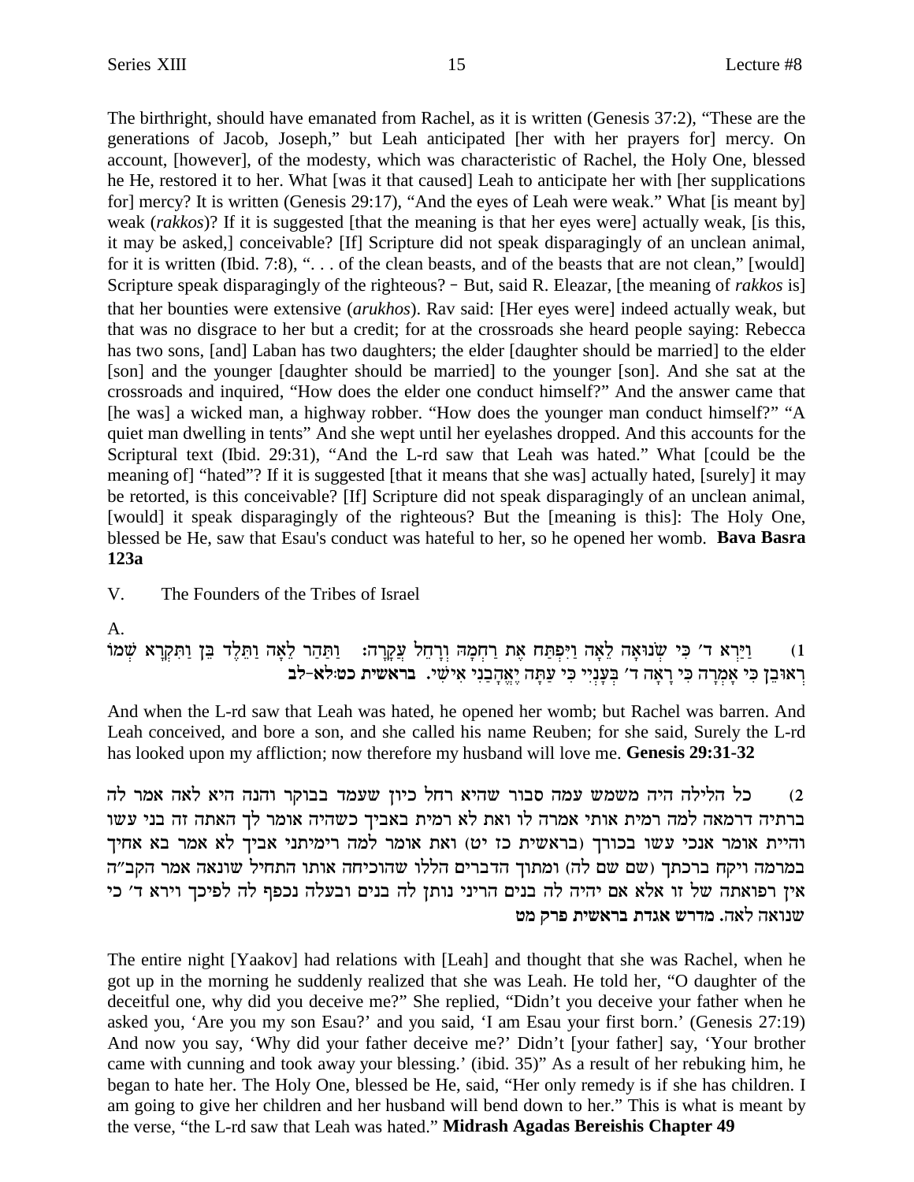The birthright, should have emanated from Rachel, as it is written (Genesis 37:2), "These are the generations of Jacob, Joseph," but Leah anticipated [her with her prayers for] mercy. On account, [however], of the modesty, which was characteristic of Rachel, the Holy One, blessed he He, restored it to her. What [was it that caused] Leah to anticipate her with [her supplications for] mercy? It is written (Genesis 29:17), "And the eyes of Leah were weak." What [is meant by] weak (*rakkos*)? If it is suggested [that the meaning is that her eyes were] actually weak, [is this, it may be asked,] conceivable? [If] Scripture did not speak disparagingly of an unclean animal, for it is written (Ibid. 7:8), ". . . of the clean beasts, and of the beasts that are not clean," [would] Scripture speak disparagingly of the righteous? – But, said R. Eleazar, [the meaning of *rakkos* is] that her bounties were extensive (*arukhos*). Rav said: [Her eyes were] indeed actually weak, but that was no disgrace to her but a credit; for at the crossroads she heard people saying: Rebecca has two sons, [and] Laban has two daughters; the elder [daughter should be married] to the elder [son] and the younger [daughter should be married] to the younger [son]. And she sat at the crossroads and inquired, "How does the elder one conduct himself?" And the answer came that [he was] a wicked man, a highway robber. "How does the younger man conduct himself?" "A quiet man dwelling in tents" And she wept until her eyelashes dropped. And this accounts for the Scriptural text (Ibid. 29:31), "And the L-rd saw that Leah was hated." What [could be the meaning of] "hated"? If it is suggested [that it means that she was] actually hated, [surely] it may be retorted, is this conceivable? [If] Scripture did not speak disparagingly of an unclean animal, [would] it speak disparagingly of the righteous? But the [meaning is this]: The Holy One, blessed be He, saw that Esau's conduct was hateful to her, so he opened her womb. **Bava Basra 123a**

V. The Founders of the Tribes of Israel

A.

1) וַיַּרְא ד׳ כִּי שְׂנוּאָה לֵאָה וַיִּפְתַּח אֶת רַחְמָהּ וְרָחֵל עֲקָרָה: וַתַּהַר לֵאָה וַתֵּלֶד בֵּן וַתִּקְרָא שְׁמוֹ רְאוּבֵן כִּי אָמְרָה כִּי רָאָה ד׳ בְּעָנְיִי כִּי עַתָּה יֶאֱהָבַנִי אִישִׁי. **בראשית כט:לא-לב**

And when the L-rd saw that Leah was hated, he opened her womb; but Rachel was barren. And Leah conceived, and bore a son, and she called his name Reuben; for she said, Surely the L-rd has looked upon my affliction; now therefore my husband will love me. **Genesis 29:31-32**

2) כל הלילה היה משמש עמה סבור שהיא רחל כיון שעמד בבוקר והנה היא לאה אמר לה ברתיה דרמאה למה רמית אותי אמרה לו ואת לא רמית באביך כשהיה אומר לך האתה זה בני עשו והיית אומר אנכי עשו בכורך (בראשית כז יט) ואת אומר למה רימיתני אביך לא אמר בא אחיך במרמה ויקח ברכתך (שם שם לה) ומתוך הדברים הללו שהוכיחה אותו התחיל שונאה אמר הקב"ה אין רפואתה של זו אלא אם יהיה לה בנים הריני נותן לה בנים ובעלה נכפף לה לפיכך וירא ד׳ כי שנואה לאה. **מדרש אגדת בראשית פרק מט**

The entire night [Yaakov] had relations with [Leah] and thought that she was Rachel, when he got up in the morning he suddenly realized that she was Leah. He told her, "O daughter of the deceitful one, why did you deceive me?" She replied, "Didn't you deceive your father when he asked you, 'Are you my son Esau?' and you said, 'I am Esau your first born.' (Genesis 27:19) And now you say, 'Why did your father deceive me?' Didn't [your father] say, 'Your brother came with cunning and took away your blessing.' (ibid. 35)" As a result of her rebuking him, he began to hate her. The Holy One, blessed be He, said, "Her only remedy is if she has children. I am going to give her children and her husband will bend down to her." This is what is meant by the verse, "the L-rd saw that Leah was hated." **Midrash Agadas Bereishis Chapter 49**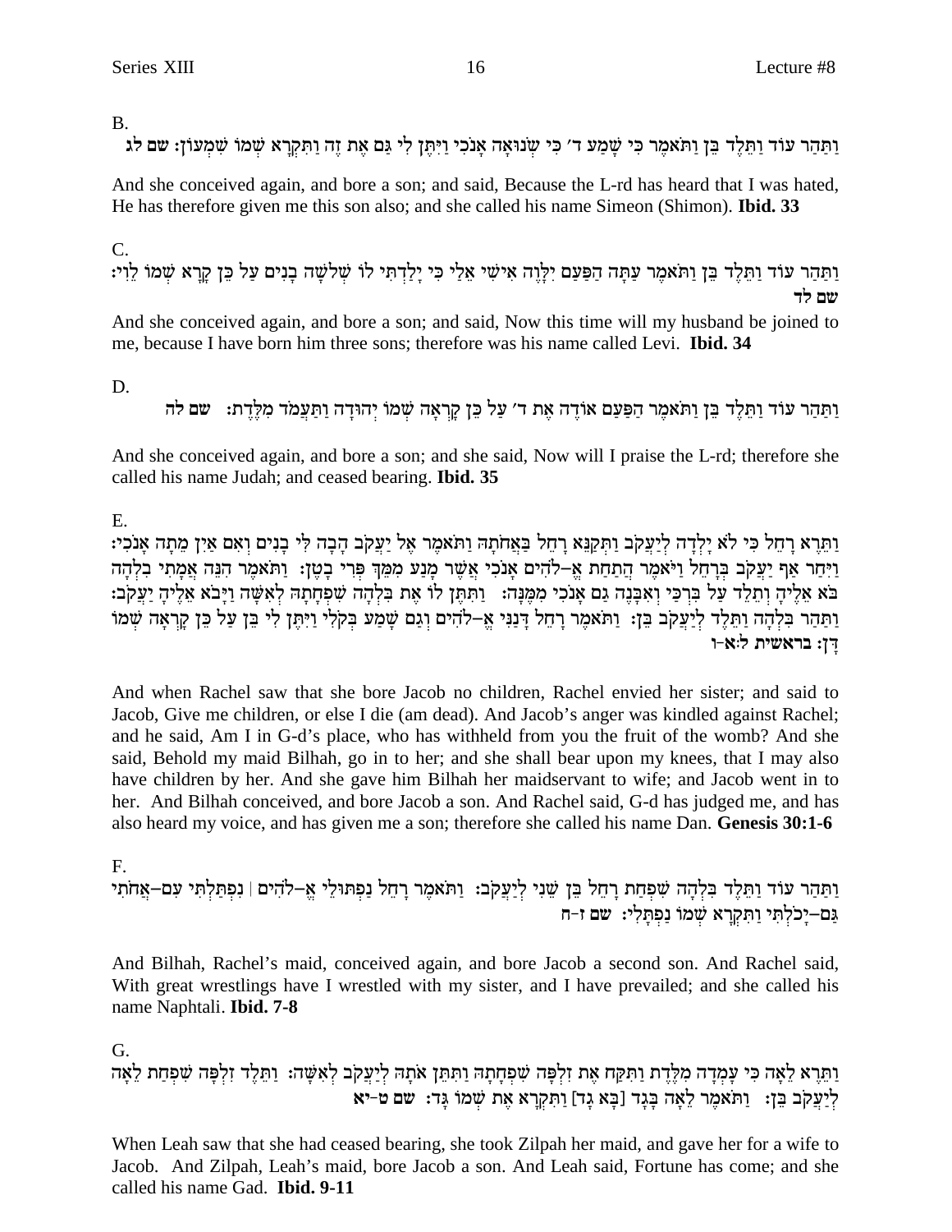B.

וַתַּהַר עוֹד וַתֵּלֶד בֵּן וַתֹּאמֶר כִּי שָׁמַע ד׳ כִּי שְׂנוּאָה אָנֹכִי וַיִּתֶּן לִי גַּם אֶת זֶה וַתִּקְרָא שְׁמוֹ שִׁמְעוֹן: שם לג

And she conceived again, and bore a son; and said, Because the L-rd has heard that I was hated, He has therefore given me this son also; and she called his name Simeon (Shimon). **Ibid. 33**

C.

וַתַּהַר עוֹד וַתֵּלֶד בֵּן וַתֹּאמֶר עַתָּה הַפַּעַם יִלָּוֶה אִישִׁי אֵלַי כִּי יָלַדְתִּי לוֹ שְׁלֹשָׁה בָנִים עַל כֵּן קָרָא שְׁמוֹ לֵוִי: שם לד

And she conceived again, and bore a son; and said, Now this time will my husband be joined to me, because I have born him three sons; therefore was his name called Levi. **Ibid. 34**

D.

וַתַּהַר עוֹד וַתֵּלֶד בֵּן וַתֹּאמֶר הַפַּעַם אוֹדֶה אֶת ד׳ עַל כֵּן קָרְאָה שְׁמוֹ יְהוּדָה וַתַּעֲמֹד מִלֶּדֶת: שם לה

And she conceived again, and bore a son; and she said, Now will I praise the L-rd; therefore she called his name Judah; and ceased bearing. **Ibid. 35**

E.

וַתֵּרֶא רָחֵל כִּי לֹא יָלְדָה לְיַעֲקֹב וַתְּקַנֵּא רָחֵל בַּאֲחֹתָהּ וַתֹּאמֶר אֶל יַעֲקֹב הָבָה לִּי בָנִים וְאִם אַיִן מֵתָה אָנֹכִי: וַיִּחַר אַף יַעֲקֹב בְּרָחֵל וַיֹּאמֶר הֲתַחַת אֱ–לֹהִים אָנֹכִי אֲשֶׁר מָנַע מִמֵּךְ פְּרִי בָטֶן: וַתֹּאמֶר הִנֵּה אֲמָתִי בִלְהָה בֹּא אֵלֶיהָ וְתֵלֵד עַל בִּרְכַּי וְאִבָּנֶה גַם אָנֹכִי מִמֶּנָּה: וַתִּתֶּן לוֹ אֶת בִּלְהָה שִׁפְחָתָהּ לְאִשָּׁה וַיָּבֹא אֵלֶיהָ יַעֲקֹב: וַתַּהַר בִּלְהָה וַתֵּלֶד לְיַעֲקֹב בֵּן: וַתֹּאמֶר רָחֵל דָּנַנִּי אֱ–לֹהִים וְגַם שָׁמַע בְּקֹלִי וַיִּתֶּן לִי בֵּן עַל כֵּן קָרְאָה שְׁמוֹ דָּן: בראשית ל׳:א–ו

And when Rachel saw that she bore Jacob no children, Rachel envied her sister; and said to Jacob, Give me children, or else I die (am dead). And Jacob's anger was kindled against Rachel; and he said, Am I in G-d's place, who has withheld from you the fruit of the womb? And she said, Behold my maid Bilhah, go in to her; and she shall bear upon my knees, that I may also have children by her. And she gave him Bilhah her maidservant to wife; and Jacob went in to her. And Bilhah conceived, and bore Jacob a son. And Rachel said, G-d has judged me, and has also heard my voice, and has given me a son; therefore she called his name Dan. **Genesis 30:1-6**

F.

וַתַּהַר עוֹד וַתֵּלֶד בִּלְהָה שִׁפְחַת רָחֵל בֵּן שֵׁנִי לְיַעֲקֹב: וַתֹּאמֶר רָחֵל נַפְתּוּלֵי אֱ–לֹהִים | נִפְתַּלְתִּי עִם–אֲחֹתִי גַּם–יָכֹלְתִּי וַתִּקְרָא שְׁמוֹ נַפְתָּלִי: שם ז–ח

And Bilhah, Rachel's maid, conceived again, and bore Jacob a second son. And Rachel said, With great wrestlings have I wrestled with my sister, and I have prevailed; and she called his name Naphtali. **Ibid. 7-8**

G.

וַתֵּרֶא לֵאָה כִּי עָמְדָה מִלֶּדֶת וַתִּקַּח אֶת זִלְפָּה שִׁפְחָתָהּ וַתִּתֵּן אֹתָהּ לְיַעֲקֹב לְאִשָּׁה: וַתֵּלֶד זִלְפָּה שִׁפְחַת לֵאָה לְיַעֲקֹב בֵּן: וַתֹּאמֶר לֵאָה בָּגָד [בָּא גָד] וַתִּקְרָא אֶת שְׁמוֹ גָּד: שם ט–יא

When Leah saw that she had ceased bearing, she took Zilpah her maid, and gave her for a wife to Jacob. And Zilpah, Leah's maid, bore Jacob a son. And Leah said, Fortune has come; and she called his name Gad. **Ibid. 9-11**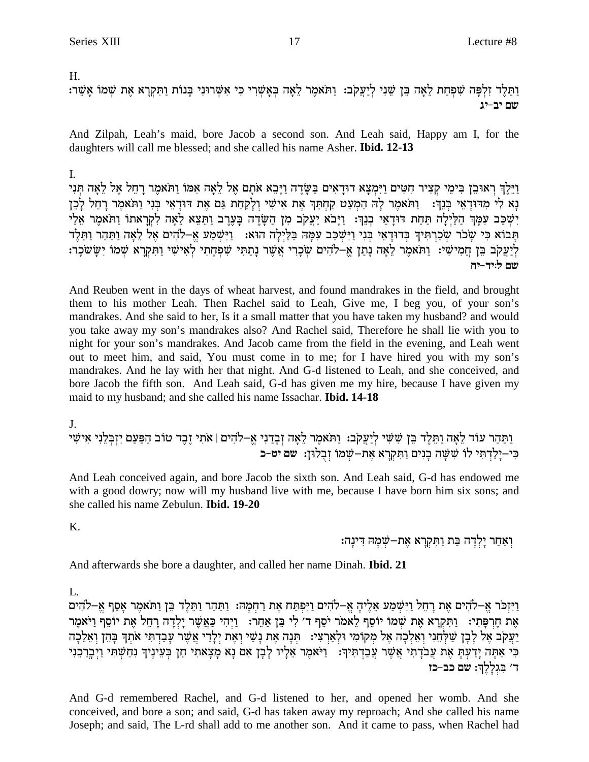H.

וַתֵּלֶד זִלְפָּה שִׁפְחַת לֵאָה בֵּן שֵׁנִי לְיַעֲקֹב: וַתֹּאמֶר לֵאָה בְּאָשְׁרִי כִּי אִשְּׁרוּנִי בָּנוֹת וַתִּקְרָא אֶת שְׁמוֹ אָשֵׁר: שם יב-יג

And Zilpah, Leah's maid, bore Jacob a second son. And Leah said, Happy am I, for the daughters will call me blessed; and she called his name Asher. **Ibid. 12-13**

I.

וַיֵּלֶךְ רְאוּבֵן בִּימֵי קְצִיר חִטִּים וַיִּמְצָא דוּדָאִים בַּשָּׂדֶה וַיָּבֵא אֹתָם אֶל לֵאָה אִמּוֹ וַתֹּאמֶר רָחֵל אֶל לֵאָה תְּנִי נָא לִי מִדּוּדָאֵי בְּנֵךְ: וַתֹּאמֶר לָהּ הַמְעַט קַחְתֵּךְ אֶת אִישִׁי וְלָקַחַת גַּם אֶת דּוּדָאֵי בְּנִי וַתֹּאמֶר רָחֵל לָכֵן יִשְׁכַּב עִמָּךְ הַלַּיְלָה תַּחַת דּוּדָאֵי בְנֵךְ: וַיָּבֹא יַעֲקֹב מִן הַשָּׂדֶה בָּעֶרֶב וַתֵּצֵא לֵאָה לִקְרָאתוֹ וַתֹּאמֶר אֵלַי תָּבוֹא כִּי שָׂכֹר שְׂכַרְתִּיךָ בְּדוּדָאֵי בְּנִי וַיִּשְׁכַּב עִמָּהּ בַּלַּיְלָה הוּא: וַיִּשְׁמַע אֱ–לֹהִים אֶל לֵאָה וַתַּהַר וַתֵּלֶד לְיַעֲקֹב בֵּן חֲמִישִׁי: וַתֹּאמֶר לֵאָה נָתַן אֱ–לֹהִים שְׂכָרִי אֲשֶׁר נָתַתִּי שִׁפְחָתִי לְאִישִׁי וַתִּקְרָא שְׁמוֹ יִשָּׂשכָר: שם ל:יד-יח

And Reuben went in the days of wheat harvest, and found mandrakes in the field, and brought them to his mother Leah. Then Rachel said to Leah, Give me, I beg you, of your son's mandrakes. And she said to her, Is it a small matter that you have taken my husband? and would you take away my son's mandrakes also? And Rachel said, Therefore he shall lie with you to night for your son's mandrakes. And Jacob came from the field in the evening, and Leah went out to meet him, and said, You must come in to me; for I have hired you with my son's mandrakes. And he lay with her that night. And G-d listened to Leah, and she conceived, and bore Jacob the fifth son. And Leah said, G-d has given me my hire, because I have given my maid to my husband; and she called his name Issachar. **Ibid. 14-18**

J.

וַתַּהַר עוֹד לֵאָה וַתֵּלֶד בֵּן שִׁשִּׁי לְיַעֲקֹב: וַתֹּאמֶר לֵאָה זְבָדַנִי אֱ–לֹהִים | אֹתִי זֵבֶד טוֹב הַפַּעַם יִזְבְּלֵנִי אִישִׁי כִּי–יָלַדְתִּי לוֹ שִׁשָּׁה בָנִים וַתִּקְרָא אֶת–שְׁמוֹ זְבֻלוּן: שם יט-כ

And Leah conceived again, and bore Jacob the sixth son. And Leah said, G-d has endowed me with a good dowry; now will my husband live with me, because I have born him six sons; and she called his name Zebulun. **Ibid. 19-20**

K.

וְאַחַר יָלְדָה בַּת וַתִּקְרָא אֶת–שְׁמָהּ דִּינָה:

And afterwards she bore a daughter, and called her name Dinah. **Ibid. 21**

L.

וַיִּזְכֹּר אֱ–לֹהִים אֶת רָחֵל וַיִּשְׁמַע אֵלֶיהָ אֱ–לֹהִים וַיִּפְתַּח אֶת רַחְמָהּ: וַתַּהַר וַתֵּלֶד בֵּן וַתֹּאמֶר אָסַף אֱ–לֹהִים אֶת חֶרְפָּתִי: וַתִּקְרָא אֶת שְׁמוֹ יוֹסֵף לֵאמֹר יֹסֵף ד׳ לִי בֵּן אַחֵר: וַיְהִי כַּאֲשֶׁר יָלְדָה רָחֵל אֶת יוֹסֵף וַיֹּאמֶר יַעֲקֹב אֶל לָבָן שַׁלְּחֵנִי וְאֵלְכָה אֶל מְקוֹמִי וּלְאַרְצִי: תְּנָה אֶת נָשַׁי וְאֶת יְלָדַי אֲשֶׁר עָבַדְתִּי אֹתְךָ בָּהֵן וְאֵלֵכָה כִּי אַתָּה יָדַעְתָּ אֶת עֲבֹדָתִי אֲשֶׁר עֲבַדְתִּיךָ: וַיֹּאמֶר אֵלָיו לָבָן אִם נָא מָצָאתִי חֵן בְּעֵינֶיךָ נִחַשְׁתִּי וַיְבָרְכֵנִי ד׳ בִּגְלָלֶךָ: שם כב-כז

And G-d remembered Rachel, and G-d listened to her, and opened her womb. And she conceived, and bore a son; and said, G-d has taken away my reproach; And she called his name Joseph; and said, The L-rd shall add to me another son. And it came to pass, when Rachel had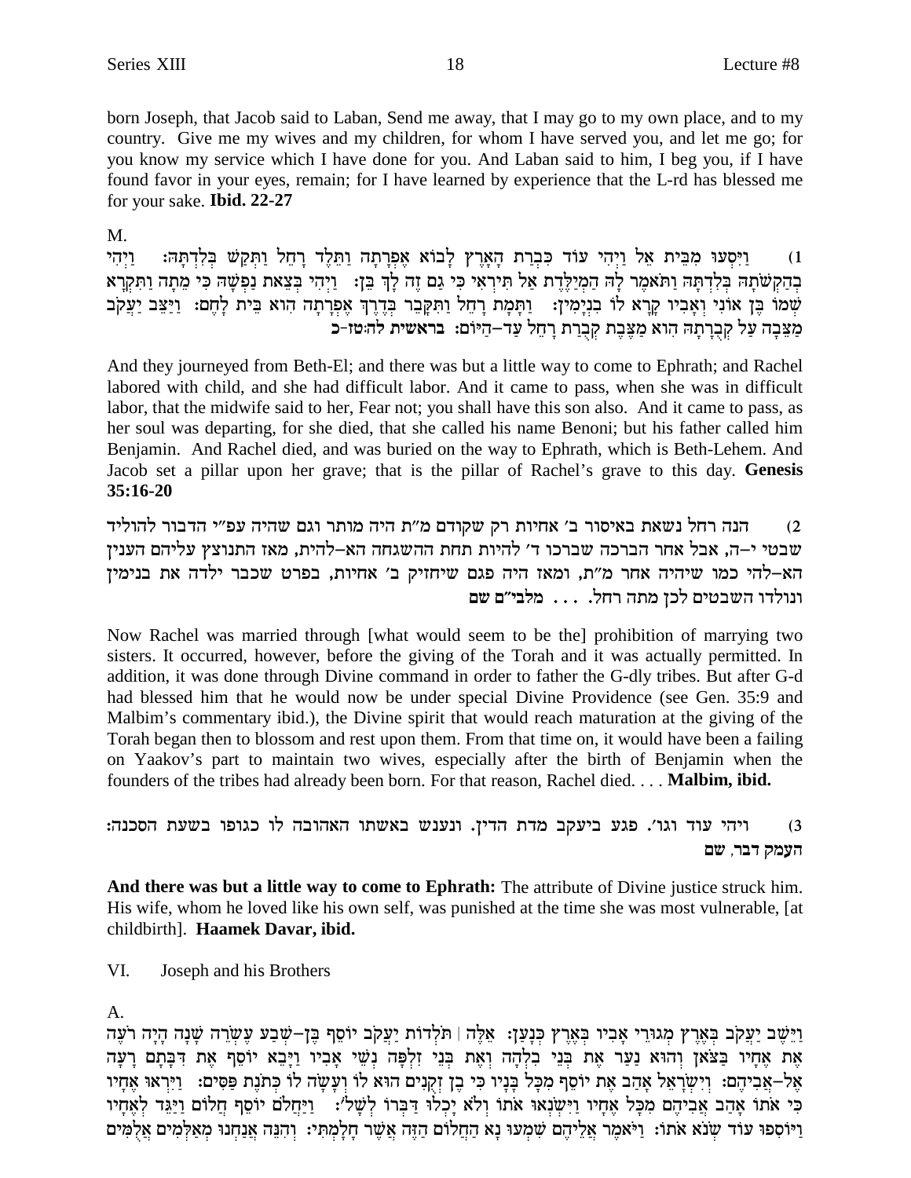born Joseph, that Jacob said to Laban, Send me away, that I may go to my own place, and to my country. Give me my wives and my children, for whom I have served you, and let me go; for you know my service which I have done for you. And Laban said to him, I beg you, if I have found favor in your eyes, remain; for I have learned by experience that the L-rd has blessed me for your sake. **Ibid. 22-27**

M.

1) וַיִּסְעוּ מִבֵּית אֵל וַיְהִי עוֹד כִּבְרַת הָאָרֶץ לָבוֹא אֶפְרָתָה וַתֵּלֶד רָחֵל וַתְּקַשׁ בְּלִדְתָּהּ: וַיְהִי בְהַקְשֹׁתָהּ בְּלִדְתָּהּ וַתֹּאמֶר לָהּ הַמְיַלֶּדֶת אַל תִּירְאִי כִּי גַם זֶה לָךְ בֵּן: וַיְהִי בְּצֵאת נַפְשָׁהּ כִּי מֵתָה וַתִּקְרָא שְׁמוֹ בֶּן אוֹנִי וְאָבִיו קָרָא לוֹ בִנְיָמִין: וַתָּמָת רָחֵל וַתִּקָּבֵר בְּדֶרֶךְ אֶפְרָתָה הִוא בֵּית לָחֶם: וַיַּצֵּב יַעֲקֹב מַצֵּבָה עַל קְבֻרָתָהּ הִוא מַצֶּבֶת קְבֻרַת רָחֵל עַד-הַיּוֹם: **בראשית לה:טז-כ**

And they journeyed from Beth-El; and there was but a little way to come to Ephrath; and Rachel labored with child, and she had difficult labor. And it came to pass, when she was in difficult labor, that the midwife said to her, Fear not; you shall have this son also. And it came to pass, as her soul was departing, for she died, that she called his name Benoni; but his father called him Benjamin. And Rachel died, and was buried on the way to Ephrath, which is Beth-Lehem. And Jacob set a pillar upon her grave; that is the pillar of Rachel's grave to this day. **Genesis 35:16-20**

2) הנה רחל נשאת באיסור ב' אחיות רק שקודם מ"ת היה מותר וגם שהיה עפ"י הדבור להוליד שבטי י-ה, אבל אחר הברכה שברכו ד' להיות תחת ההשגחה הא-להית, מאז התנוצץ עליהם הענין הא-להי כמו שיהיה אחר מ"ת, ומאז היה פגם שיחזיק ב' אחיות, בפרט שכבר ילדה את בנימין ונולדו השבטים לכן מתה רחל. . . . **מלבי"ם שם**

Now Rachel was married through [what would seem to be the] prohibition of marrying two sisters. It occurred, however, before the giving of the Torah and it was actually permitted. In addition, it was done through Divine command in order to father the G-dly tribes. But after G-d had blessed him that he would now be under special Divine Providence (see Gen. 35:9 and Malbim's commentary ibid.), the Divine spirit that would reach maturation at the giving of the Torah began then to blossom and rest upon them. From that time on, it would have been a failing on Yaakov's part to maintain two wives, especially after the birth of Benjamin when the founders of the tribes had already been born. For that reason, Rachel died. . . . **Malbim, ibid.**

3) ויהי עוד וגו'. פגע ביעקב מדת הדין. ונענש באשתו האהובה לו כגופו בשעת הסכנה: **העמק דבר, שם**

**And there was but a little way to come to Ephrath:** The attribute of Divine justice struck him. His wife, whom he loved like his own self, was punished at the time she was most vulnerable, [at childbirth]. **Haamek Davar, ibid.**

## VI. Joseph and his Brothers

A.

וַיֵּשֶׁב יַעֲקֹב בְּאֶרֶץ מְגוּרֵי אָבִיו בְּאֶרֶץ כְּנָעַן: אֵלֶּה | תֹּלְדוֹת יַעֲקֹב יוֹסֵף בֶּן-שְׁבַע עֶשְׂרֵה שָׁנָה הָיָה רֹעֶה אֶת אֶחָיו בַּצֹּאן וְהוּא נַעַר אֶת בְּנֵי בִלְהָה וְאֶת בְּנֵי זִלְפָּה נְשֵׁי אָבִיו וַיָּבֵא יוֹסֵף אֶת דִּבָּתָם רָעָה אֶל-אֲבִיהֶם: וְיִשְׂרָאֵל אָהַב אֶת יוֹסֵף מִכָּל בָּנָיו כִּי בֶן זְקֻנִים הוּא לוֹ וְעָשָׂה לוֹ כְּתֹנֶת פַּסִּים: וַיִּרְאוּ אֶחָיו כִּי אֹתוֹ אָהַב אֲבִיהֶם מִכָּל אֶחָיו וַיִּשְׂנְאוּ אֹתוֹ וְלֹא יָכְלוּ דַּבְּרוֹ לְשָׁלֹם: וַיַּחֲלֹם יוֹסֵף חֲלוֹם וַיַּגֵּד לְאֶחָיו וַיּוֹסִפוּ עוֹד שְׂנֹא אֹתוֹ: וַיֹּאמֶר אֲלֵיהֶם שִׁמְעוּ נָא הַחֲלוֹם הַזֶּה אֲשֶׁר חָלָמְתִּי: וְהִנֵּה אֲנַחְנוּ מְאַלְּמִים אֲלֻמִּים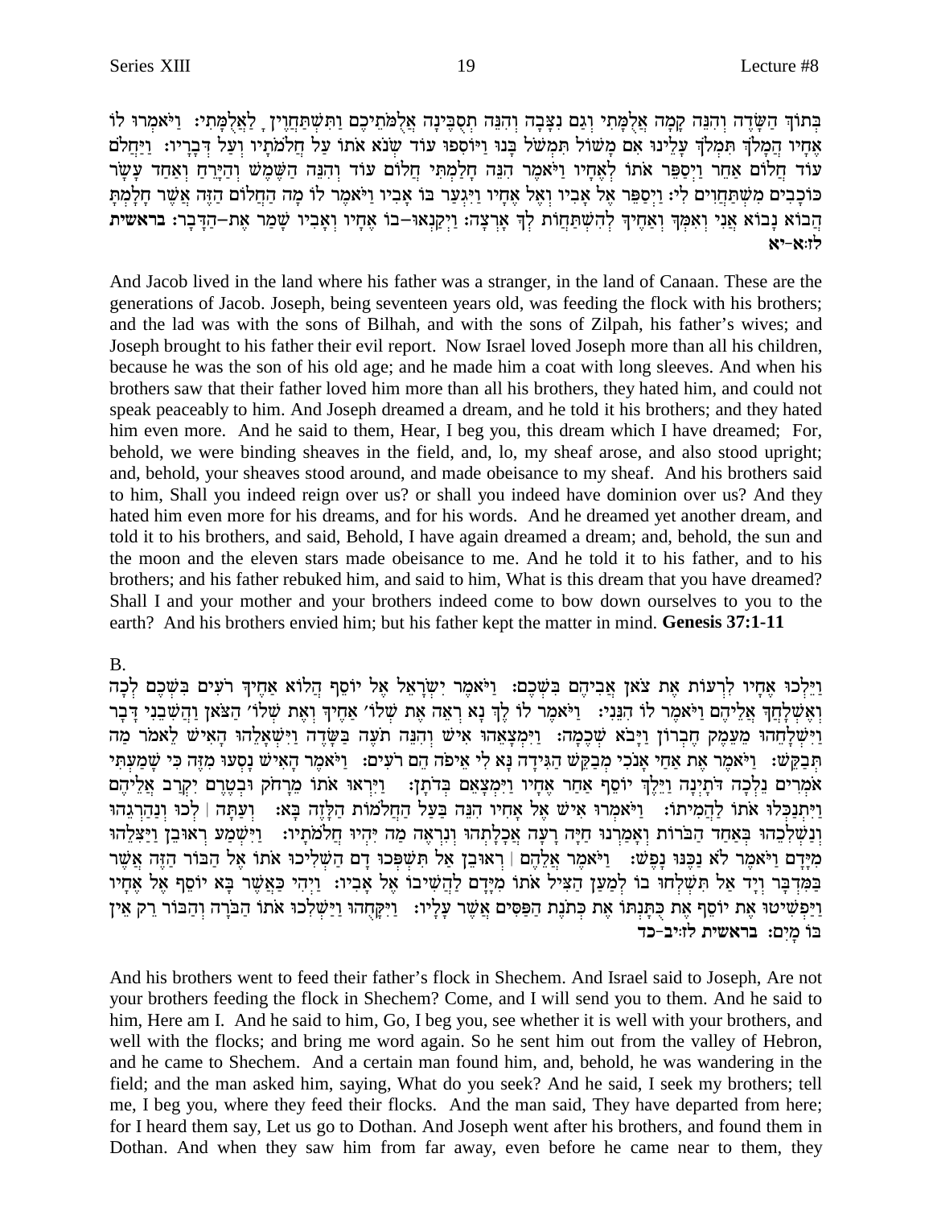בְּתוֹךְ הַשָּׂדֶה וְהִנֵּה קָמָה אֲלֻמָּתִי וְגַם נִצָּבָה וְהִנֵּה תְסֻבֶּינָה אֲלֻמֹּתֵיכֶם וַתִּשְׁתַּחֲוֶיןָ לַאֲלֻמָּתִי: וַיֹּאמְרוּ לוֹ אֶחָיו הֲמָלֹךְ תִּמְלֹךְ עָלֵינוּ אִם מָשׁוֹל תִּמְשֹׁל בָּנוּ וַיּוֹסִפוּ עוֹד שְׂנֹא אֹתוֹ עַל חֲלֹמֹתָיו וְעַל דְּבָרָיו: וַיַּחֲלֹם עוֹד חֲלוֹם אַחֵר וַיְסַפֵּר אֹתוֹ לְאֶחָיו וַיֹּאמֶר הִנֵּה חָלַמְתִּי חֲלוֹם עוֹד וְהִנֵּה הַשֶּׁמֶשׁ וְהַיָּרֵחַ וְאַחַד עָשָׂר כּוֹכָבִים מִשְׁתַּחֲוִים לִי: וַיְסַפֵּר אֶל אָבִיו וְאֶל אֶחָיו וַיִּגְעַר בּוֹ אָבִיו וַיֹּאמֶר לוֹ מָה הַחֲלוֹם הַזֶּה אֲשֶׁר חָלָמְתָּ הֲבוֹא נָבוֹא אֲנִי וְאִמְּךָ וְאַחֶיךָ לְהִשְׁתַּחֲוֹת לְךָ אָרְצָה: וַיְקַנְאוּ–בוֹ אֶחָיו וְאָבִיו שָׁמַר אֶת–הַדָּבָר: **בראשית לז:א–יא**

And Jacob lived in the land where his father was a stranger, in the land of Canaan. These are the generations of Jacob. Joseph, being seventeen years old, was feeding the flock with his brothers; and the lad was with the sons of Bilhah, and with the sons of Zilpah, his father's wives; and Joseph brought to his father their evil report. Now Israel loved Joseph more than all his children, because he was the son of his old age; and he made him a coat with long sleeves. And when his brothers saw that their father loved him more than all his brothers, they hated him, and could not speak peaceably to him. And Joseph dreamed a dream, and he told it his brothers; and they hated him even more. And he said to them, Hear, I beg you, this dream which I have dreamed; For, behold, we were binding sheaves in the field, and, lo, my sheaf arose, and also stood upright; and, behold, your sheaves stood around, and made obeisance to my sheaf. And his brothers said to him, Shall you indeed reign over us? or shall you indeed have dominion over us? And they hated him even more for his dreams, and for his words. And he dreamed yet another dream, and told it to his brothers, and said, Behold, I have again dreamed a dream; and, behold, the sun and the moon and the eleven stars made obeisance to me. And he told it to his father, and to his brothers; and his father rebuked him, and said to him, What is this dream that you have dreamed? Shall I and your mother and your brothers indeed come to bow down ourselves to you to the earth? And his brothers envied him; but his father kept the matter in mind. **Genesis 37:1-11**

B.

וַיֵּלְכוּ אֶחָיו לִרְעוֹת אֶת צֹאן אֲבִיהֶם בִּשְׁכֶם: וַיֹּאמֶר יִשְׂרָאֵל אֶל יוֹסֵף הֲלוֹא אַחֶיךָ רֹעִים בִּשְׁכֶם לְכָה וְאֶשְׁלָחֲךָ אֲלֵיהֶם וַיֹּאמֶר לוֹ הִנֵּנִי: וַיֹּאמֶר לוֹ לֶךְ נָא רְאֵה אֶת שְׁלוֹם אַחֶיךָ וְאֶת שְׁלוֹם הַצֹּאן וַהֲשִׁבֵנִי דָּבָר וַיִּשְׁלָחֵהוּ מֵעֵמֶק חֶבְרוֹן וַיָּבֹא שְׁכֶמָה: וַיִּמְצָאֵהוּ אִישׁ וְהִנֵּה תֹעֶה בַּשָּׂדֶה וַיִּשְׁאָלֵהוּ הָאִישׁ לֵאמֹר מַה תְּבַקֵּשׁ: וַיֹּאמֶר אֶת אַחַי אָנֹכִי מְבַקֵּשׁ הַגִּידָה נָּא לִי אֵיפֹה הֵם רֹעִים: וַיֹּאמֶר הָאִישׁ נָסְעוּ מִזֶּה כִּי שָׁמַעְתִּי אֹמְרִים נֵלְכָה דֹּתָיְנָה וַיֵּלֶךְ יוֹסֵף אַחַר אֶחָיו וַיִּמְצָאֵם בְּדֹתָן: וַיִּרְאוּ אֹתוֹ מֵרָחֹק וּבְטֶרֶם יִקְרַב אֲלֵיהֶם וַיִּתְנַכְּלוּ אֹתוֹ לַהֲמִיתוֹ: וַיֹּאמְרוּ אִישׁ אֶל אָחִיו הִנֵּה בַּעַל הַחֲלֹמוֹת הַלָּזֶה בָּא: וְעַתָּה | לְכוּ וְנַהַרְגֵהוּ וְנַשְׁלִכֵהוּ בְּאַחַד הַבֹּרוֹת וְאָמַרְנוּ חַיָּה רָעָה אֲכָלָתְהוּ וְנִרְאֶה מַה יִּהְיוּ חֲלֹמֹתָיו: וַיִּשְׁמַע רְאוּבֵן וַיַּצִּלֵהוּ מִיָּדָם וַיֹּאמֶר לֹא נַכֶּנּוּ נָפֶשׁ: וַיֹּאמֶר אֲלֵהֶם | רְאוּבֵן אַל תִּשְׁפְּכוּ דָם הַשְׁלִיכוּ אֹתוֹ אֶל הַבּוֹר הַזֶּה אֲשֶׁר בַּמִּדְבָּר וְיָד אַל תִּשְׁלְחוּ בוֹ לְמַעַן הַצִּיל אֹתוֹ מִיָּדָם לַהֲשִׁיבוֹ אֶל אָבִיו: וַיְהִי כַּאֲשֶׁר בָּא יוֹסֵף אֶל אֶחָיו וַיַּפְשִׁיטוּ אֶת יוֹסֵף אֶת כֻּתָּנְתּוֹ אֶת כְּתֹנֶת הַפַּסִּים אֲשֶׁר עָלָיו: וַיִּקָּחֻהוּ וַיַּשְׁלִכוּ אֹתוֹ הַבֹּרָה וְהַבּוֹר רֵק אֵין בּוֹ מָיִם: **בראשית לז:יב–כד**

And his brothers went to feed their father's flock in Shechem. And Israel said to Joseph, Are not your brothers feeding the flock in Shechem? Come, and I will send you to them. And he said to him, Here am I. And he said to him, Go, I beg you, see whether it is well with your brothers, and well with the flocks; and bring me word again. So he sent him out from the valley of Hebron, and he came to Shechem. And a certain man found him, and, behold, he was wandering in the field; and the man asked him, saying, What do you seek? And he said, I seek my brothers; tell me, I beg you, where they feed their flocks. And the man said, They have departed from here; for I heard them say, Let us go to Dothan. And Joseph went after his brothers, and found them in Dothan. And when they saw him from far away, even before he came near to them, they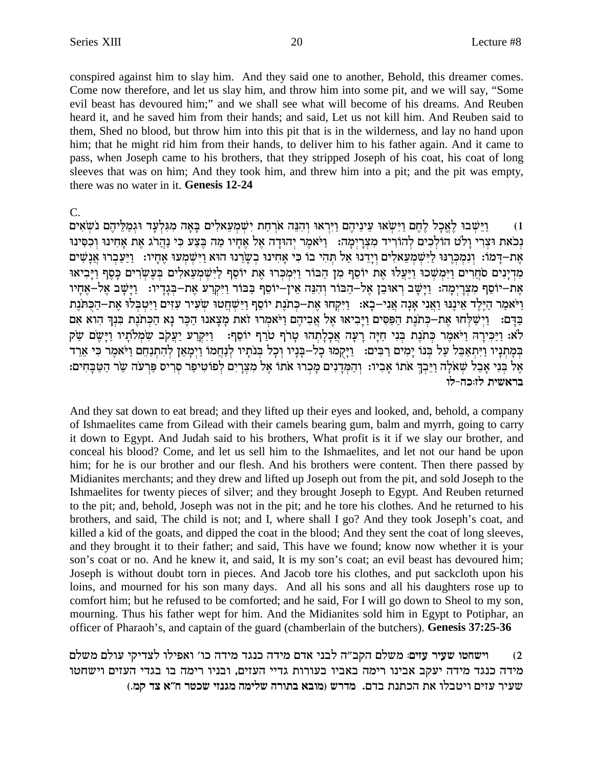conspired against him to slay him. And they said one to another, Behold, this dreamer comes. Come now therefore, and let us slay him, and throw him into some pit, and we will say, "Some evil beast has devoured him;" and we shall see what will become of his dreams. And Reuben heard it, and he saved him from their hands; and said, Let us not kill him. And Reuben said to them, Shed no blood, but throw him into this pit that is in the wilderness, and lay no hand upon him; that he might rid him from their hands, to deliver him to his father again. And it came to pass, when Joseph came to his brothers, that they stripped Joseph of his coat, his coat of long sleeves that was on him; And they took him, and threw him into a pit; and the pit was empty, there was no water in it. **Genesis 12-24**

C.

1) וַיֵּשְׁבוּ לֶאֱכָל לֶחֶם וַיִּשְׂאוּ עֵינֵיהֶם וַיִּרְאוּ וְהִנֵּה אֹרְחַת יִשְׁמְעֵאלִים בָּאָה מִגִּלְעָד וּגְמַלֵּיהֶם נֹשְׂאִים נְכֹאת וּצְרִי וָלֹט הוֹלְכִים לְהוֹרִיד מִצְרָיְמָה: וַיֹּאמֶר יְהוּדָה אֶל אֶחָיו מַה בֶּצַע כִּי נַהֲרֹג אֶת אָחִינוּ וְכִסִּינוּ אֶת-דָּמוֹ: לְכוּ וְנִמְכְּרֶנּוּ לַיִּשְׁמְעֵאלִים וְיָדֵנוּ אַל תְּהִי בוֹ כִּי אָחִינוּ בְשָׂרֵנוּ הוּא וַיִּשְׁמְעוּ אֶחָיו: וַיַּעַבְרוּ אֲנָשִׁים מִדְיָנִים סֹחֲרִים וַיִּמְשְׁכוּ וַיַּעֲלוּ אֶת יוֹסֵף מִן הַבּוֹר וַיִּמְכְּרוּ אֶת יוֹסֵף לַיִּשְׁמְעֵאלִים בְּעֶשְׂרִים כָּסֶף וַיָּבִיאוּ אֶת-יוֹסֵף מִצְרָיְמָה: וַיָּשָׁב רְאוּבֵן אֶל-הַבּוֹר וְהִנֵּה אֵין-יוֹסֵף בַּבּוֹר וַיִּקְרַע אֶת-בְּגָדָיו: וַיָּשָׁב אֶל-אֶחָיו וַיֹּאמַר הַיֶּלֶד אֵינֶנּוּ וַאֲנִי אָנָה אֲנִי-בָא: וַיִּקְחוּ אֶת-כְּתֹנֶת יוֹסֵף וַיִּשְׁחֲטוּ שְׂעִיר עִזִּים וַיִּטְבְּלוּ אֶת-הַכֻּתֹּנֶת בַּדָּם: וַיְשַׁלְּחוּ אֶת-כְּתֹנֶת הַפַּסִּים וַיָּבִיאוּ אֶל אֲבִיהֶם וַיֹּאמְרוּ זֹאת מָצָאנוּ הַכֶּר נָא הַכְּתֹנֶת בִּנְךָ הִוא אִם לֹא: וַיַּכִּירָהּ וַיֹּאמֶר כְּתֹנֶת בְּנִי חַיָּה רָעָה אֲכָלָתְהוּ טָרֹף טֹרַף יוֹסֵף: וַיִּקְרַע יַעֲקֹב שִׂמְלֹתָיו וַיָּשֶׂם שַׂק בְּמָתְנָיו וַיִּתְאַבֵּל עַל בְּנוֹ יָמִים רַבִּים: וַיָּקֻמוּ כָל-בָּנָיו וְכָל בְּנֹתָיו לְנַחֲמוֹ וַיְמָאֵן לְהִתְנַחֵם וַיֹּאמֶר כִּי אֵרֵד אֶל בְּנִי אָבֵל שְׁאֹלָה וַיֵּבְךְּ אֹתוֹ אָבִיו: וְהַמְּדָנִים מָכְרוּ אֹתוֹ אֶל מִצְרָיִם לְפוֹטִיפַר סְרִיס פַּרְעֹה שַׂר הַטַּבָּחִים: **בראשית לז:כה-לו**

And they sat down to eat bread; and they lifted up their eyes and looked, and, behold, a company of Ishmaelites came from Gilead with their camels bearing gum, balm and myrrh, going to carry it down to Egypt. And Judah said to his brothers, What profit is it if we slay our brother, and conceal his blood? Come, and let us sell him to the Ishmaelites, and let not our hand be upon him; for he is our brother and our flesh. And his brothers were content. Then there passed by Midianites merchants; and they drew and lifted up Joseph out from the pit, and sold Joseph to the Ishmaelites for twenty pieces of silver; and they brought Joseph to Egypt. And Reuben returned to the pit; and, behold, Joseph was not in the pit; and he tore his clothes. And he returned to his brothers, and said, The child is not; and I, where shall I go? And they took Joseph's coat, and killed a kid of the goats, and dipped the coat in the blood; And they sent the coat of long sleeves, and they brought it to their father; and said, This have we found; know now whether it is your son's coat or no. And he knew it, and said, It is my son's coat; an evil beast has devoured him; Joseph is without doubt torn in pieces. And Jacob tore his clothes, and put sackcloth upon his loins, and mourned for his son many days. And all his sons and all his daughters rose up to comfort him; but he refused to be comforted; and he said, For I will go down to Sheol to my son, mourning. Thus his father wept for him. And the Midianites sold him in Egypt to Potiphar, an officer of Pharaoh's, and captain of the guard (chamberlain of the butchers). **Genesis 37:25-36**

2) **וישחטו שעיר עזים:** משלם הקב"ה לבני אדם מידה כנגד מידה כו' ואפילו לצדיקי עולם משלם מידה כנגד מידה יעקב אבינו רימה באביו בעורות גדיי העזים, ובניו רימה בו בגדי העזים וישחטו שעיר עזים ויטבלו את הכתנת בדם. מדרש (מובא בתורה שלימה מגנזי שכטר ח"א צד קמ.)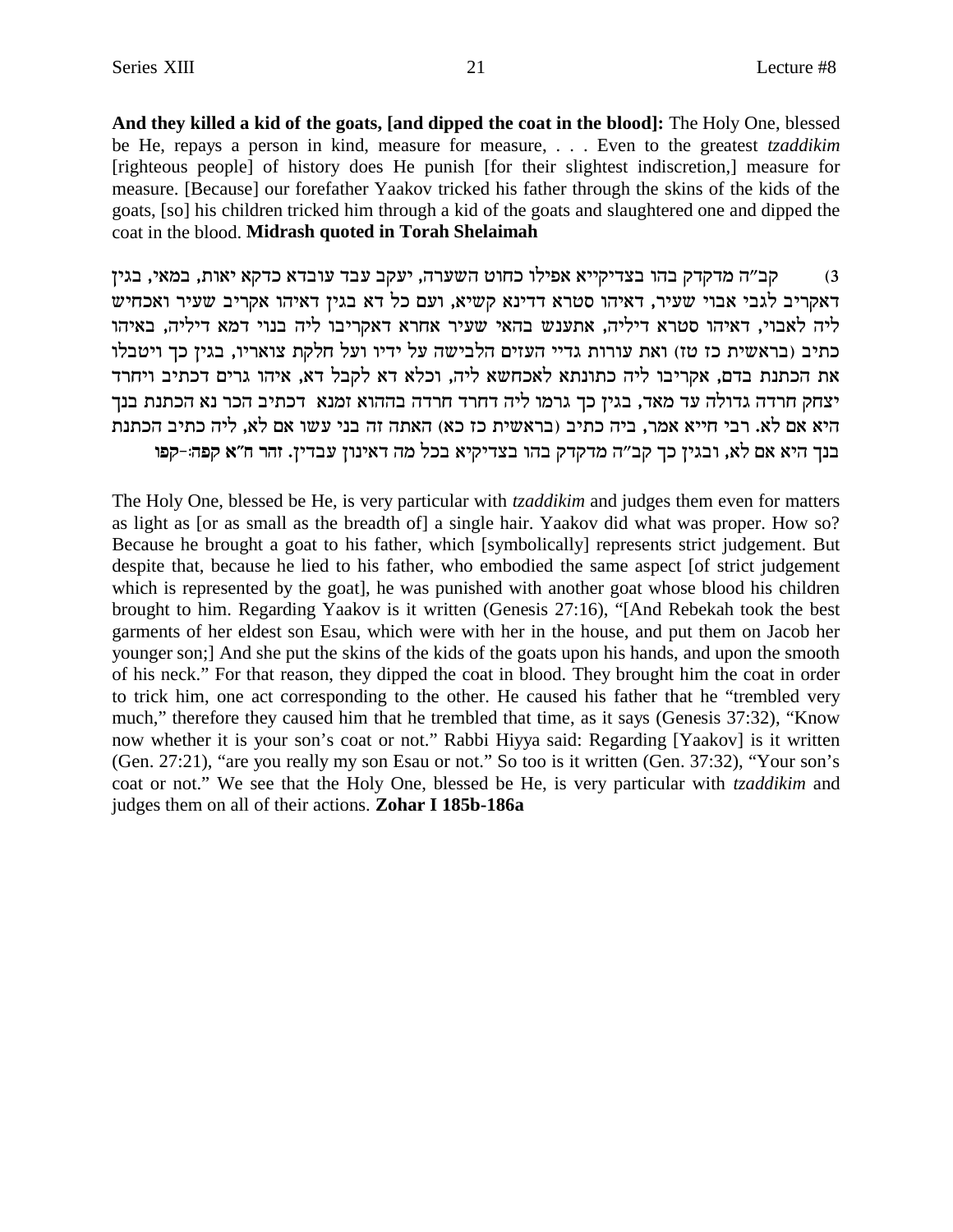**And they killed a kid of the goats, [and dipped the coat in the blood]:** The Holy One, blessed be He, repays a person in kind, measure for measure, . . . Even to the greatest *tzaddikim* [righteous people] of history does He punish [for their slightest indiscretion,] measure for measure. [Because] our forefather Yaakov tricked his father through the skins of the kids of the goats, [so] his children tricked him through a kid of the goats and slaughtered one and dipped the coat in the blood. **Midrash quoted in Torah Shelaimah**

3) קב"ה מדקדק בהו בצדיקייא אפילו כחוט השערה, יעקב עבד עובדא כדקא יאות, במאי, בגין דאקריב לגבי אבוי שעיר, דאיהו סטרא דדינא קשיא, ועם כל דא בגין דאיהו אקריב שעיר ואכחיש ליה לאבוי, דאיהו סטרא דיליה, אתענש בהאי שעיר אחרא דאקריבו ליה בנוי דמא דיליה, באיהו כתיב (בראשית כז טז) ואת עורות גדיי העזים הלבישה על ידיו ועל חלקת צואריו, בגין כך ויטבלו את הכתנת בדם, אקריבו ליה כתונתא לאכחשא ליה, וכלא דא לקבל דא, איהו גרים דכתיב ויחרד יצחק חרדה גדולה עד מאד, בגין כך גרמו ליה דחרד חרדה בההוא זמנא דכתיב הכר נא הכתנת בנך היא אם לא. רבי חייא אמר, ביה כתיב (בראשית כז כא) האתה זה בני עשו אם לא, ליה כתיב הכתנת בנך היא אם לא, ובגין כך קב"ה מדקדק בהו בצדיקיא בכל מה דאינון עבדין. **זהר ח"א קפה:-קפו**

The Holy One, blessed be He, is very particular with *tzaddikim* and judges them even for matters as light as [or as small as the breadth of] a single hair. Yaakov did what was proper. How so? Because he brought a goat to his father, which [symbolically] represents strict judgement. But despite that, because he lied to his father, who embodied the same aspect [of strict judgement which is represented by the goat], he was punished with another goat whose blood his children brought to him. Regarding Yaakov is it written (Genesis 27:16), "[And Rebekah took the best garments of her eldest son Esau, which were with her in the house, and put them on Jacob her younger son;] And she put the skins of the kids of the goats upon his hands, and upon the smooth of his neck." For that reason, they dipped the coat in blood. They brought him the coat in order to trick him, one act corresponding to the other. He caused his father that he "trembled very much," therefore they caused him that he trembled that time, as it says (Genesis 37:32), "Know now whether it is your son's coat or not." Rabbi Hiyya said: Regarding [Yaakov] is it written (Gen. 27:21), "are you really my son Esau or not." So too is it written (Gen. 37:32), "Your son's coat or not." We see that the Holy One, blessed be He, is very particular with *tzaddikim* and judges them on all of their actions. **Zohar I 185b-186a**